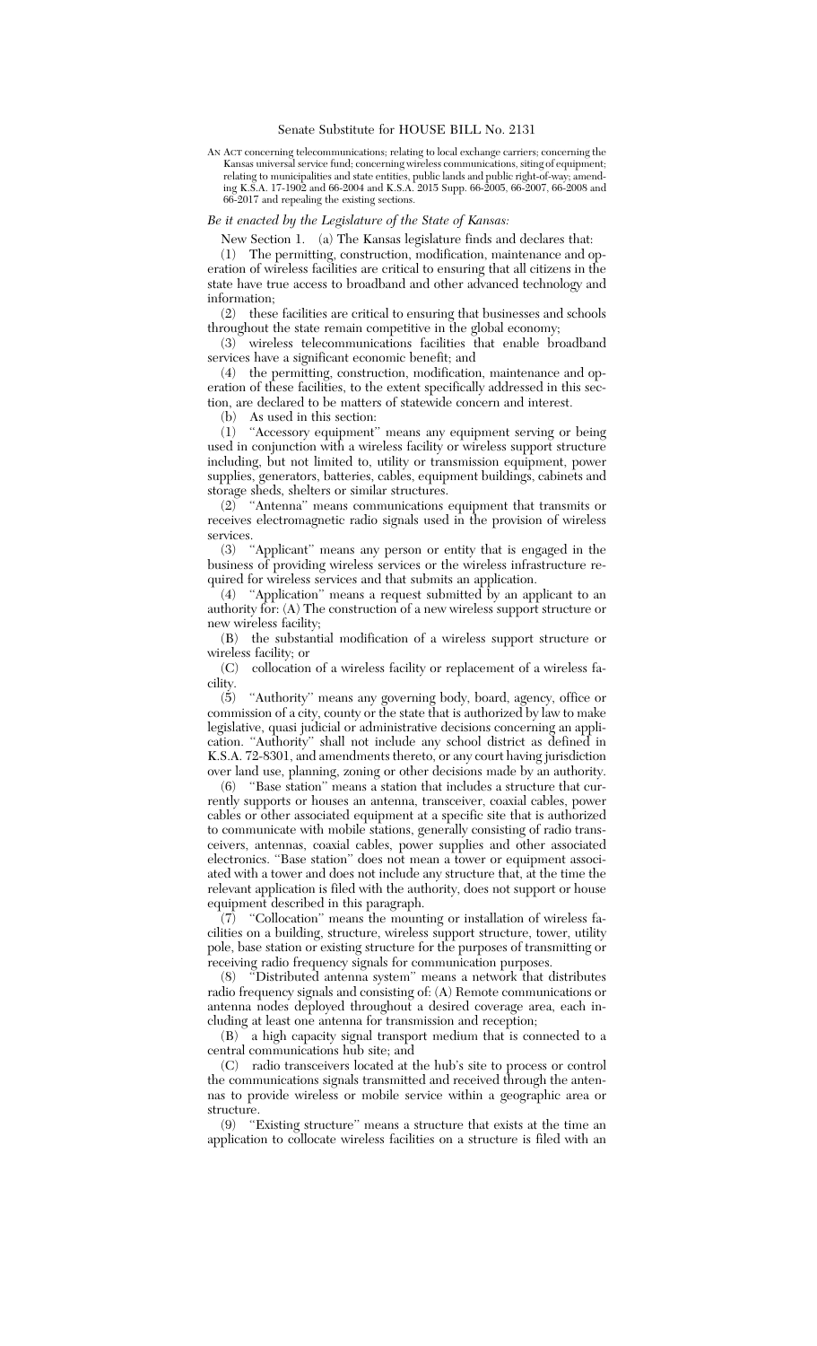# Senate Substitute for HOUSE BILL No. 2131

AN ACT concerning telecommunications; relating to local exchange carriers; concerning the Kansas universal service fund; concerning wireless communications, siting of equipment; relating to municipalities and state entities, public lands and public right-of-way; amending K.S.A. 17-1902 and 66-2004 and K.S.A. 2015 Supp. 66-2005, 66-2007, 66-2008 and 66-2017 and repealing the existing sections.

*Be it enacted by the Legislature of the State of Kansas:*

New Section 1. (a) The Kansas legislature finds and declares that:

(1) The permitting, construction, modification, maintenance and operation of wireless facilities are critical to ensuring that all citizens in the state have true access to broadband and other advanced technology and information;

(2) these facilities are critical to ensuring that businesses and schools throughout the state remain competitive in the global economy;

(3) wireless telecommunications facilities that enable broadband services have a significant economic benefit; and

(4) the permitting, construction, modification, maintenance and operation of these facilities, to the extent specifically addressed in this section, are declared to be matters of statewide concern and interest.

(b) As used in this section:

(1) "Accessory equipment" means any equipment serving or being used in conjunction with a wireless facility or wireless support structure including, but not limited to, utility or transmission equipment, power supplies, generators, batteries, cables, equipment buildings, cabinets and storage sheds, shelters or similar structures.

(2) "Antenna" means communications equipment that transmits or receives electromagnetic radio signals used in the provision of wireless services.

(3) "Applicant" means any person or entity that is engaged in the business of providing wireless services or the wireless infrastructure required for wireless services and that submits an application.

(4) "Application" means a request submitted by an applicant to an authority for: (A) The construction of a new wireless support structure or new wireless facility;

(B) the substantial modification of a wireless support structure or wireless facility; or

(C) collocation of a wireless facility or replacement of a wireless facility.

(5) "Authority" means any governing body, board, agency, office or commission of a city, county or the state that is authorized by law to make legislative, quasi judicial or administrative decisions concerning an application. "Authority" shall not include any school district as defined in K.S.A. 72-8301, and amendments thereto, or any court having jurisdiction over land use, planning, zoning or other decisions made by an authority.

(6) "Base station" means a station that includes a structure that currently supports or houses an antenna, transceiver, coaxial cables, power cables or other associated equipment at a specific site that is authorized to communicate with mobile stations, generally consisting of radio transceivers, antennas, coaxial cables, power supplies and other associated electronics. "Base station" does not mean a tower or equipment associated with a tower and does not include any structure that, at the time the relevant application is filed with the authority, does not support or house equipment described in this paragraph.

(7) "Collocation" means the mounting or installation of wireless facilities on a building, structure, wireless support structure, tower, utility pole, base station or existing structure for the purposes of transmitting or receiving radio frequency signals for communication purposes.

(8) "Distributed antenna system" means a network that distributes radio frequency signals and consisting of: (A) Remote communications or antenna nodes deployed throughout a desired coverage area, each including at least one antenna for transmission and reception;

(B) a high capacity signal transport medium that is connected to a central communications hub site; and

(C) radio transceivers located at the hub's site to process or control the communications signals transmitted and received through the antennas to provide wireless or mobile service within a geographic area or structure.

(9) "Existing structure" means a structure that exists at the time an application to collocate wireless facilities on a structure is filed with an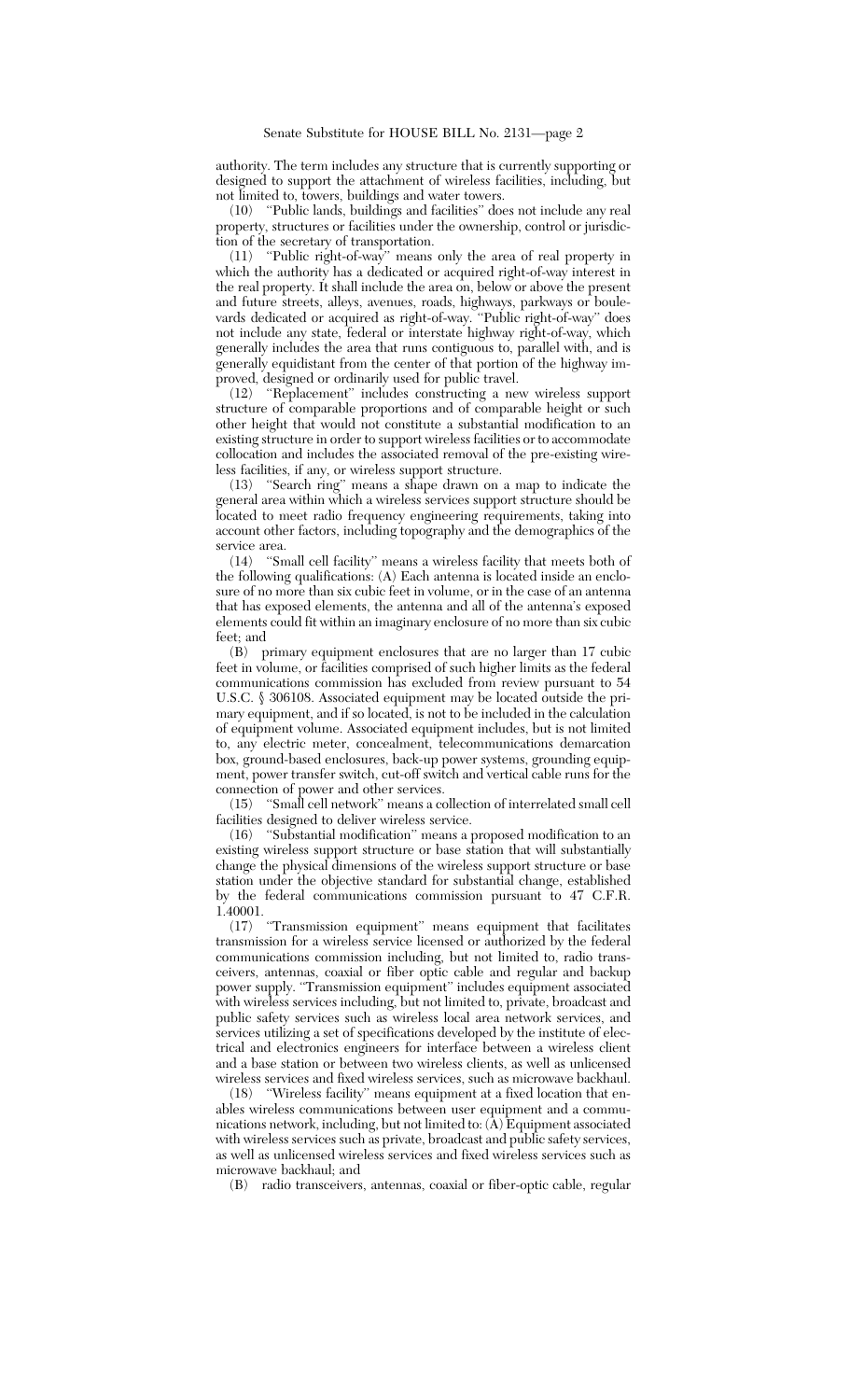authority. The term includes any structure that is currently supporting or designed to support the attachment of wireless facilities, including, but not limited to, towers, buildings and water towers.

(10) "Public lands, buildings and facilities" does not include any real property, structures or facilities under the ownership, control or jurisdiction of the secretary of transportation.

(11) "Public right-of-way" means only the area of real property in which the authority has a dedicated or acquired right-of-way interest in the real property. It shall include the area on, below or above the present and future streets, alleys, avenues, roads, highways, parkways or boulevards dedicated or acquired as right-of-way. "Public right-of-way" does not include any state, federal or interstate highway right-of-way, which generally includes the area that runs contiguous to, parallel with, and is generally equidistant from the center of that portion of the highway improved, designed or ordinarily used for public travel.

(12) "Replacement" includes constructing a new wireless support structure of comparable proportions and of comparable height or such other height that would not constitute a substantial modification to an existing structure in order to support wireless facilities or to accommodate collocation and includes the associated removal of the pre-existing wireless facilities, if any, or wireless support structure.

(13) "Search ring" means a shape drawn on a map to indicate the general area within which a wireless services support structure should be located to meet radio frequency engineering requirements, taking into account other factors, including topography and the demographics of the service area.

(14) "Small cell facility" means a wireless facility that meets both of the following qualifications: (A) Each antenna is located inside an enclosure of no more than six cubic feet in volume, or in the case of an antenna that has exposed elements, the antenna and all of the antenna's exposed elements could fit within an imaginary enclosure of no more than six cubic feet; and

(B) primary equipment enclosures that are no larger than 17 cubic feet in volume, or facilities comprised of such higher limits as the federal communications commission has excluded from review pursuant to 54 U.S.C. § 306108. Associated equipment may be located outside the primary equipment, and if so located, is not to be included in the calculation of equipment volume. Associated equipment includes, but is not limited to, any electric meter, concealment, telecommunications demarcation box, ground-based enclosures, back-up power systems, grounding equipment, power transfer switch, cut-off switch and vertical cable runs for the connection of power and other services.

(15) "Small cell network" means a collection of interrelated small cell facilities designed to deliver wireless service.

(16) "Substantial modification" means a proposed modification to an existing wireless support structure or base station that will substantially change the physical dimensions of the wireless support structure or base station under the objective standard for substantial change, established by the federal communications commission pursuant to 47 C.F.R. 1.40001.

(17) "Transmission equipment" means equipment that facilitates transmission for a wireless service licensed or authorized by the federal communications commission including, but not limited to, radio transceivers, antennas, coaxial or fiber optic cable and regular and backup power supply. "Transmission equipment" includes equipment associated with wireless services including, but not limited to, private, broadcast and public safety services such as wireless local area network services, and services utilizing a set of specifications developed by the institute of electrical and electronics engineers for interface between a wireless client and a base station or between two wireless clients, as well as unlicensed wireless services and fixed wireless services, such as microwave backhaul.

(18) "Wireless facility" means equipment at a fixed location that enables wireless communications between user equipment and a communications network, including, but not limited to: (A) Equipment associated with wireless services such as private, broadcast and public safety services, as well as unlicensed wireless services and fixed wireless services such as microwave backhaul; and

(B) radio transceivers, antennas, coaxial or fiber-optic cable, regular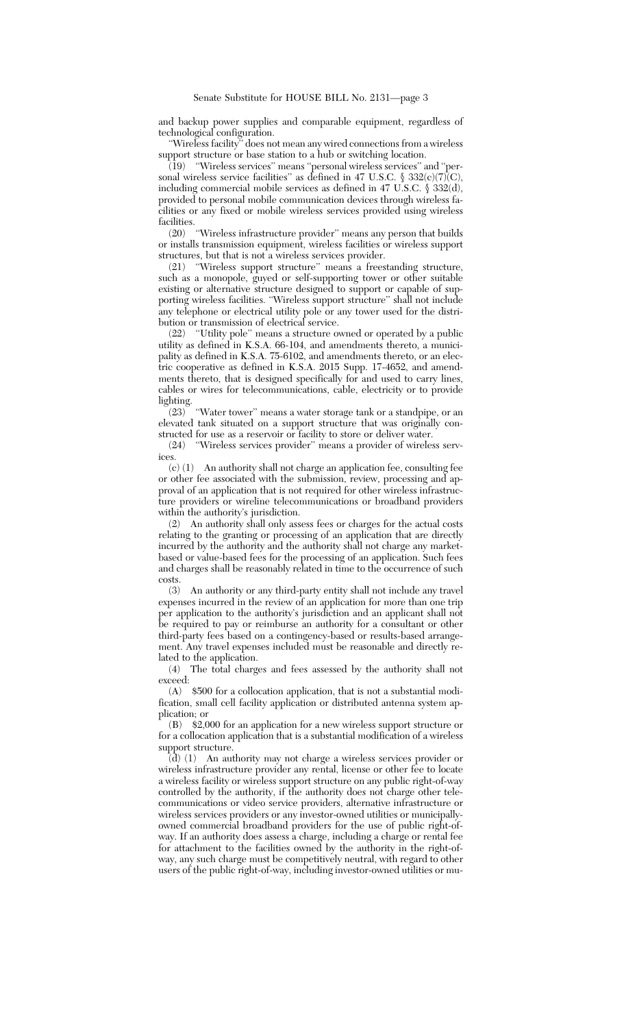and backup power supplies and comparable equipment, regardless of technological configuration.

"Wireless facility" does not mean any wired connections from a wireless support structure or base station to a hub or switching location.

(19) "Wireless services" means "personal wireless services" and "personal wireless service facilities" as defined in 47 U.S.C. § 332(c)(7)(C), including commercial mobile services as defined in 47 U.S.C. § 332(d), provided to personal mobile communication devices through wireless facilities or any fixed or mobile wireless services provided using wireless facilities.

(20) "Wireless infrastructure provider" means any person that builds or installs transmission equipment, wireless facilities or wireless support structures, but that is not a wireless services provider.

(21) "Wireless support structure" means a freestanding structure, such as a monopole, guyed or self-supporting tower or other suitable existing or alternative structure designed to support or capable of supporting wireless facilities. "Wireless support structure" shall not include any telephone or electrical utility pole or any tower used for the distribution or transmission of electrical service.

(22) "Utility pole" means a structure owned or operated by a public utility as defined in K.S.A. 66-104, and amendments thereto, a municipality as defined in K.S.A. 75-6102, and amendments thereto, or an electric cooperative as defined in K.S.A. 2015 Supp. 17-4652, and amendments thereto, that is designed specifically for and used to carry lines, cables or wires for telecommunications, cable, electricity or to provide lighting.

(23) "Water tower" means a water storage tank or a standpipe, or an elevated tank situated on a support structure that was originally constructed for use as a reservoir or facility to store or deliver water.

(24) "Wireless services provider" means a provider of wireless services.

(c) (1) An authority shall not charge an application fee, consulting fee or other fee associated with the submission, review, processing and approval of an application that is not required for other wireless infrastructure providers or wireline telecommunications or broadband providers within the authority's jurisdiction.

(2) An authority shall only assess fees or charges for the actual costs relating to the granting or processing of an application that are directly incurred by the authority and the authority shall not charge any market-based or value-based fees for the processing of an application. Such fees and charges shall be reasonably related in time to the occurrence of such costs.

(3) An authority or any third-party entity shall not include any travel expenses incurred in the review of an application for more than one trip per application to the authority's jurisdiction and an applicant shall not be required to pay or reimburse an authority for a consultant or other third-party fees based on a contingency-based or results-based arrangement. Any travel expenses included must be reasonable and directly related to the application.

(4) The total charges and fees assessed by the authority shall not exceed:

(A) $500 for a collocation application, that is not a substantial modification, small cell facility application or distributed antenna system application; or

(B) $2,000 for an application for a new wireless support structure or for a collocation application that is a substantial modification of a wireless support structure.

(d) (1) An authority may not charge a wireless services provider or wireless infrastructure provider any rental, license or other fee to locate a wireless facility or wireless support structure on any public right-of-way controlled by the authority, if the authority does not charge other telecommunications or video service providers, alternative infrastructure or wireless services providers or any investor-owned utilities or municipally-owned commercial broadband providers for the use of public right-of-way. If an authority does assess a charge, including a charge or rental fee for attachment to the facilities owned by the authority in the right-of-way, any such charge must be competitively neutral, with regard to other users of the public right-of-way, including investor-owned utilities or mu-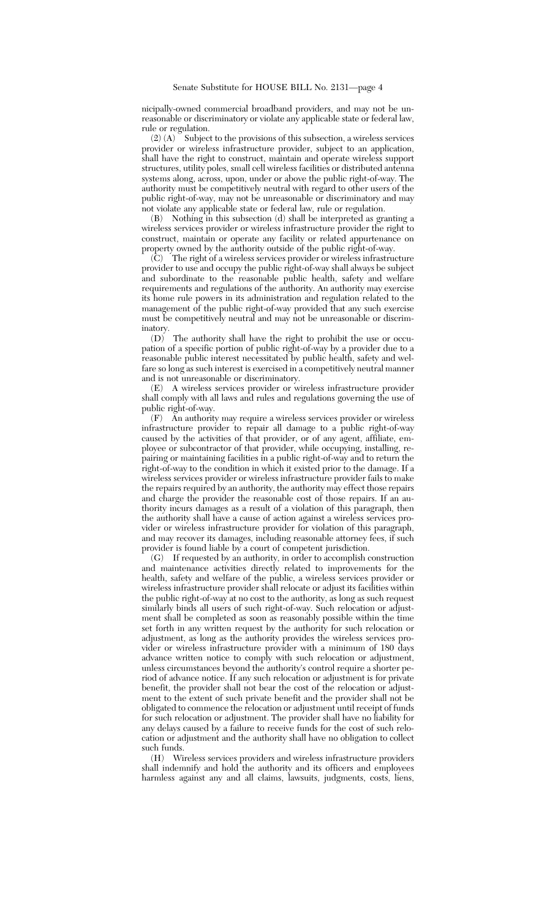nicipally-owned commercial broadband providers, and may not be unreasonable or discriminatory or violate any applicable state or federal law, rule or regulation.

(2) (A) Subject to the provisions of this subsection, a wireless services provider or wireless infrastructure provider, subject to an application, shall have the right to construct, maintain and operate wireless support structures, utility poles, small cell wireless facilities or distributed antenna systems along, across, upon, under or above the public right-of-way. The authority must be competitively neutral with regard to other users of the public right-of-way, may not be unreasonable or discriminatory and may not violate any applicable state or federal law, rule or regulation.

(B) Nothing in this subsection (d) shall be interpreted as granting a wireless services provider or wireless infrastructure provider the right to construct, maintain or operate any facility or related appurtenance on property owned by the authority outside of the public right-of-way.

(C) The right of a wireless services provider or wireless infrastructure provider to use and occupy the public right-of-way shall always be subject and subordinate to the reasonable public health, safety and welfare requirements and regulations of the authority. An authority may exercise its home rule powers in its administration and regulation related to the management of the public right-of-way provided that any such exercise must be competitively neutral and may not be unreasonable or discriminatory.

(D) The authority shall have the right to prohibit the use or occupation of a specific portion of public right-of-way by a provider due to a reasonable public interest necessitated by public health, safety and welfare so long as such interest is exercised in a competitively neutral manner and is not unreasonable or discriminatory.

(E) A wireless services provider or wireless infrastructure provider shall comply with all laws and rules and regulations governing the use of public right-of-way.

(F) An authority may require a wireless services provider or wireless infrastructure provider to repair all damage to a public right-of-way caused by the activities of that provider, or of any agent, affiliate, employee or subcontractor of that provider, while occupying, installing, repairing or maintaining facilities in a public right-of-way and to return the right-of-way to the condition in which it existed prior to the damage. If a wireless services provider or wireless infrastructure provider fails to make the repairs required by an authority, the authority may effect those repairs and charge the provider the reasonable cost of those repairs. If an authority incurs damages as a result of a violation of this paragraph, then the authority shall have a cause of action against a wireless services provider or wireless infrastructure provider for violation of this paragraph, and may recover its damages, including reasonable attorney fees, if such provider is found liable by a court of competent jurisdiction.

(G) If requested by an authority, in order to accomplish construction and maintenance activities directly related to improvements for the health, safety and welfare of the public, a wireless services provider or wireless infrastructure provider shall relocate or adjust its facilities within the public right-of-way at no cost to the authority, as long as such request similarly binds all users of such right-of-way. Such relocation or adjustment shall be completed as soon as reasonably possible within the time set forth in any written request by the authority for such relocation or adjustment, as long as the authority provides the wireless services provider or wireless infrastructure provider with a minimum of 180 days advance written notice to comply with such relocation or adjustment, unless circumstances beyond the authority's control require a shorter period of advance notice. If any such relocation or adjustment is for private benefit, the provider shall not bear the cost of the relocation or adjustment to the extent of such private benefit and the provider shall not be obligated to commence the relocation or adjustment until receipt of funds for such relocation or adjustment. The provider shall have no liability for any delays caused by a failure to receive funds for the cost of such relocation or adjustment and the authority shall have no obligation to collect such funds.

(H) Wireless services providers and wireless infrastructure providers shall indemnify and hold the authority and its officers and employees harmless against any and all claims, lawsuits, judgments, costs, liens,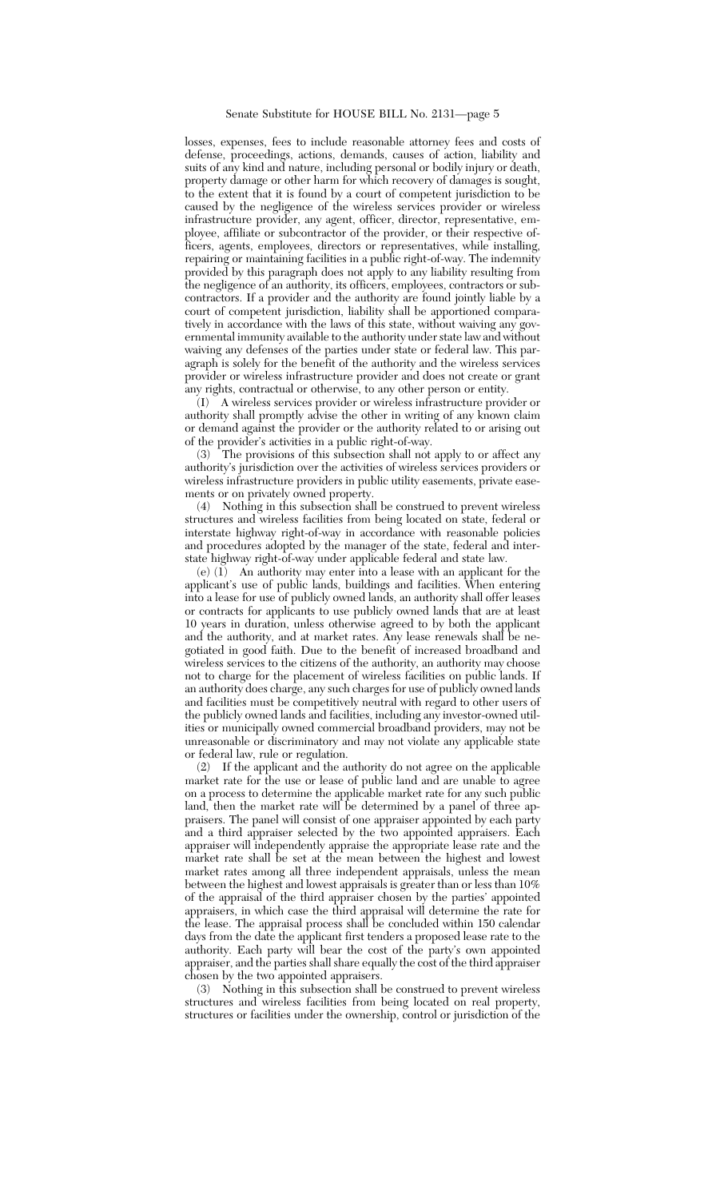losses, expenses, fees to include reasonable attorney fees and costs of defense, proceedings, actions, demands, causes of action, liability and suits of any kind and nature, including personal or bodily injury or death, property damage or other harm for which recovery of damages is sought, to the extent that it is found by a court of competent jurisdiction to be caused by the negligence of the wireless services provider or wireless infrastructure provider, any agent, officer, director, representative, employee, affiliate or subcontractor of the provider, or their respective officers, agents, employees, directors or representatives, while installing, repairing or maintaining facilities in a public right-of-way. The indemnity provided by this paragraph does not apply to any liability resulting from the negligence of an authority, its officers, employees, contractors or subcontractors. If a provider and the authority are found jointly liable by a court of competent jurisdiction, liability shall be apportioned comparatively in accordance with the laws of this state, without waiving any governmental immunity available to the authority under state law and without waiving any defenses of the parties under state or federal law. This paragraph is solely for the benefit of the authority and the wireless services provider or wireless infrastructure provider and does not create or grant any rights, contractual or otherwise, to any other person or entity.

(I) A wireless services provider or wireless infrastructure provider or authority shall promptly advise the other in writing of any known claim or demand against the provider or the authority related to or arising out of the provider's activities in a public right-of-way.

(3) The provisions of this subsection shall not apply to or affect any authority's jurisdiction over the activities of wireless services providers or wireless infrastructure providers in public utility easements, private easements or on privately owned property.

(4) Nothing in this subsection shall be construed to prevent wireless structures and wireless facilities from being located on state, federal or interstate highway right-of-way in accordance with reasonable policies and procedures adopted by the manager of the state, federal and interstate highway right-of-way under applicable federal and state law.

(e) (1) An authority may enter into a lease with an applicant for the applicant's use of public lands, buildings and facilities. When entering into a lease for use of publicly owned lands, an authority shall offer leases or contracts for applicants to use publicly owned lands that are at least 10 years in duration, unless otherwise agreed to by both the applicant and the authority, and at market rates. Any lease renewals shall be negotiated in good faith. Due to the benefit of increased broadband and wireless services to the citizens of the authority, an authority may choose not to charge for the placement of wireless facilities on public lands. If an authority does charge, any such charges for use of publicly owned lands and facilities must be competitively neutral with regard to other users of the publicly owned lands and facilities, including any investor-owned utilities or municipally owned commercial broadband providers, may not be unreasonable or discriminatory and may not violate any applicable state or federal law, rule or regulation.

(2) If the applicant and the authority do not agree on the applicable market rate for the use or lease of public land and are unable to agree on a process to determine the applicable market rate for any such public land, then the market rate will be determined by a panel of three appraisers. The panel will consist of one appraiser appointed by each party and a third appraiser selected by the two appointed appraisers. Each appraiser will independently appraise the appropriate lease rate and the market rate shall be set at the mean between the highest and lowest market rates among all three independent appraisals, unless the mean between the highest and lowest appraisals is greater than or less than 10% of the appraisal of the third appraiser chosen by the parties' appointed appraisers, in which case the third appraisal will determine the rate for the lease. The appraisal process shall be concluded within 150 calendar days from the date the applicant first tenders a proposed lease rate to the authority. Each party will bear the cost of the party's own appointed appraiser, and the parties shall share equally the cost of the third appraiser chosen by the two appointed appraisers.

(3) Nothing in this subsection shall be construed to prevent wireless structures and wireless facilities from being located on real property, structures or facilities under the ownership, control or jurisdiction of the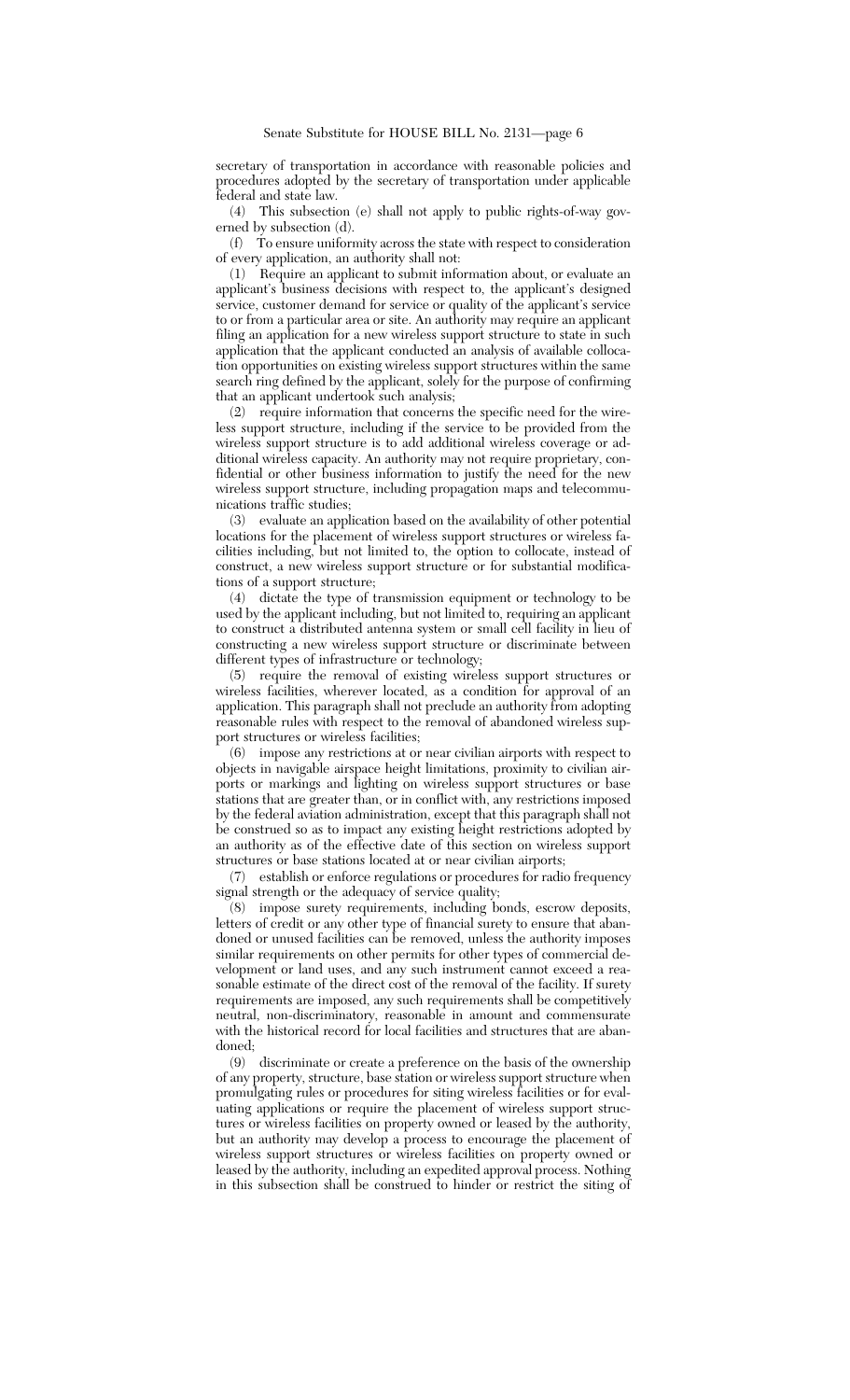secretary of transportation in accordance with reasonable policies and procedures adopted by the secretary of transportation under applicable federal and state law.

(4) This subsection (e) shall not apply to public rights-of-way governed by subsection (d).

(f) To ensure uniformity across the state with respect to consideration of every application, an authority shall not:

(1) Require an applicant to submit information about, or evaluate an applicant's business decisions with respect to, the applicant's designed service, customer demand for service or quality of the applicant's service to or from a particular area or site. An authority may require an applicant filing an application for a new wireless support structure to state in such application that the applicant conducted an analysis of available collocation opportunities on existing wireless support structures within the same search ring defined by the applicant, solely for the purpose of confirming that an applicant undertook such analysis;

(2) require information that concerns the specific need for the wireless support structure, including if the service to be provided from the wireless support structure is to add additional wireless coverage or additional wireless capacity. An authority may not require proprietary, confidential or other business information to justify the need for the new wireless support structure, including propagation maps and telecommunications traffic studies;

(3) evaluate an application based on the availability of other potential locations for the placement of wireless support structures or wireless facilities including, but not limited to, the option to collocate, instead of construct, a new wireless support structure or for substantial modifications of a support structure;

(4) dictate the type of transmission equipment or technology to be used by the applicant including, but not limited to, requiring an applicant to construct a distributed antenna system or small cell facility in lieu of constructing a new wireless support structure or discriminate between different types of infrastructure or technology;

(5) require the removal of existing wireless support structures or wireless facilities, wherever located, as a condition for approval of an application. This paragraph shall not preclude an authority from adopting reasonable rules with respect to the removal of abandoned wireless support structures or wireless facilities;

(6) impose any restrictions at or near civilian airports with respect to objects in navigable airspace height limitations, proximity to civilian airports or markings and lighting on wireless support structures or base stations that are greater than, or in conflict with, any restrictions imposed by the federal aviation administration, except that this paragraph shall not be construed so as to impact any existing height restrictions adopted by an authority as of the effective date of this section on wireless support structures or base stations located at or near civilian airports;

(7) establish or enforce regulations or procedures for radio frequency signal strength or the adequacy of service quality;

(8) impose surety requirements, including bonds, escrow deposits, letters of credit or any other type of financial surety to ensure that abandoned or unused facilities can be removed, unless the authority imposes similar requirements on other permits for other types of commercial development or land uses, and any such instrument cannot exceed a reasonable estimate of the direct cost of the removal of the facility. If surety requirements are imposed, any such requirements shall be competitively neutral, non-discriminatory, reasonable in amount and commensurate with the historical record for local facilities and structures that are abandoned;

(9) discriminate or create a preference on the basis of the ownership of any property, structure, base station or wireless support structure when promulgating rules or procedures for siting wireless facilities or for evaluating applications or require the placement of wireless support structures or wireless facilities on property owned or leased by the authority, but an authority may develop a process to encourage the placement of wireless support structures or wireless facilities on property owned or leased by the authority, including an expedited approval process. Nothing in this subsection shall be construed to hinder or restrict the siting of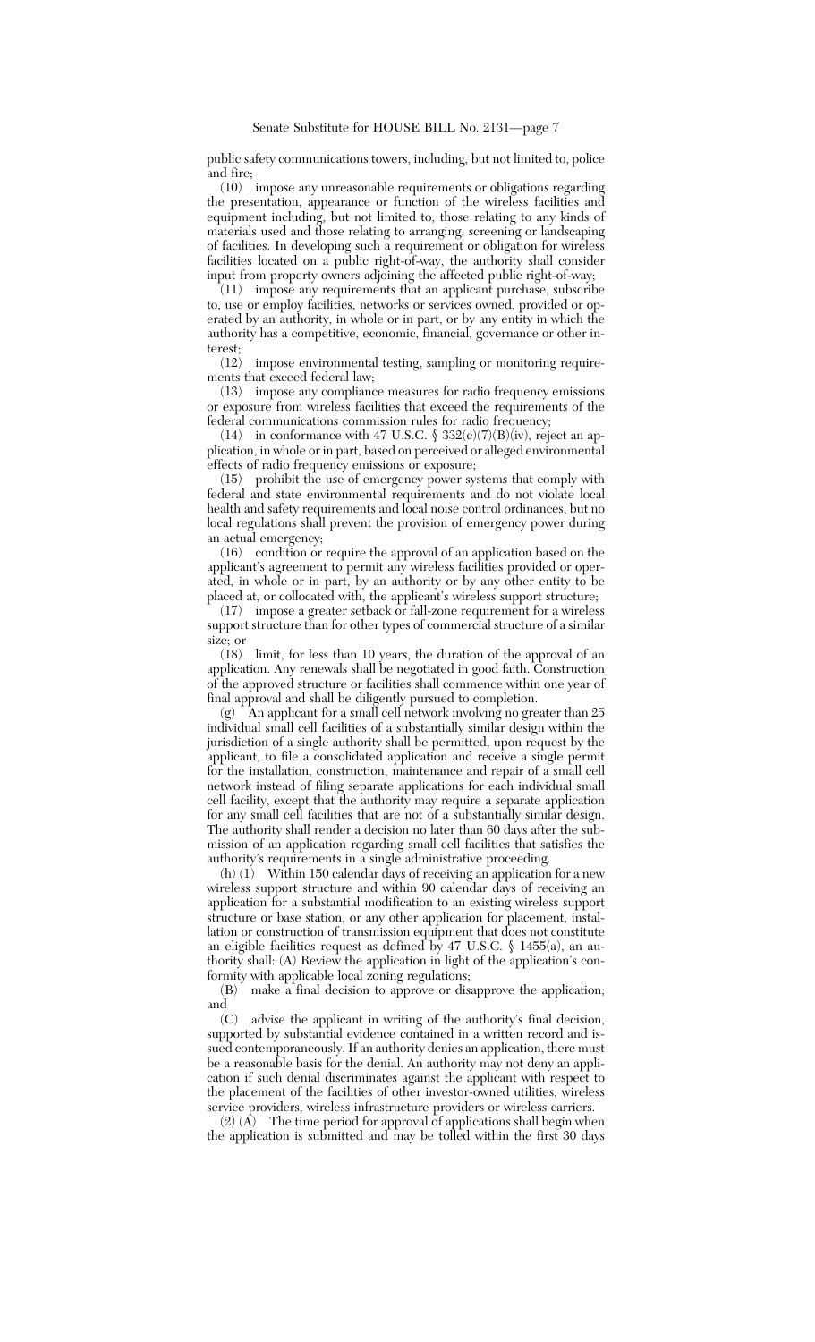public safety communications towers, including, but not limited to, police and fire;

(10) impose any unreasonable requirements or obligations regarding the presentation, appearance or function of the wireless facilities and equipment including, but not limited to, those relating to any kinds of materials used and those relating to arranging, screening or landscaping of facilities. In developing such a requirement or obligation for wireless facilities located on a public right-of-way, the authority shall consider input from property owners adjoining the affected public right-of-way;

(11) impose any requirements that an applicant purchase, subscribe to, use or employ facilities, networks or services owned, provided or operated by an authority, in whole or in part, or by any entity in which the authority has a competitive, economic, financial, governance or other interest;

(12) impose environmental testing, sampling or monitoring requirements that exceed federal law;

(13) impose any compliance measures for radio frequency emissions or exposure from wireless facilities that exceed the requirements of the federal communications commission rules for radio frequency;

(14) in conformance with 47 U.S.C. § 332(c)(7)(B)(iv), reject an application, in whole or in part, based on perceived or alleged environmental effects of radio frequency emissions or exposure;

(15) prohibit the use of emergency power systems that comply with federal and state environmental requirements and do not violate local health and safety requirements and local noise control ordinances, but no local regulations shall prevent the provision of emergency power during an actual emergency;

(16) condition or require the approval of an application based on the applicant's agreement to permit any wireless facilities provided or operated, in whole or in part, by an authority or by any other entity to be placed at, or collocated with, the applicant's wireless support structure;

(17) impose a greater setback or fall-zone requirement for a wireless support structure than for other types of commercial structure of a similar size; or

(18) limit, for less than 10 years, the duration of the approval of an application. Any renewals shall be negotiated in good faith. Construction of the approved structure or facilities shall commence within one year of final approval and shall be diligently pursued to completion.

(g) An applicant for a small cell network involving no greater than 25 individual small cell facilities of a substantially similar design within the jurisdiction of a single authority shall be permitted, upon request by the applicant, to file a consolidated application and receive a single permit for the installation, construction, maintenance and repair of a small cell network instead of filing separate applications for each individual small cell facility, except that the authority may require a separate application for any small cell facilities that are not of a substantially similar design. The authority shall render a decision no later than 60 days after the submission of an application regarding small cell facilities that satisfies the authority's requirements in a single administrative proceeding.

(h) (1) Within 150 calendar days of receiving an application for a new wireless support structure and within 90 calendar days of receiving an application for a substantial modification to an existing wireless support structure or base station, or any other application for placement, installation or construction of transmission equipment that does not constitute an eligible facilities request as defined by 47 U.S.C. § 1455(a), an authority shall: (A) Review the application in light of the application's conformity with applicable local zoning regulations;

(B) make a final decision to approve or disapprove the application; and

(C) advise the applicant in writing of the authority's final decision, supported by substantial evidence contained in a written record and issued contemporaneously. If an authority denies an application, there must be a reasonable basis for the denial. An authority may not deny an application if such denial discriminates against the applicant with respect to the placement of the facilities of other investor-owned utilities, wireless service providers, wireless infrastructure providers or wireless carriers.

(2) (A) The time period for approval of applications shall begin when the application is submitted and may be tolled within the first 30 days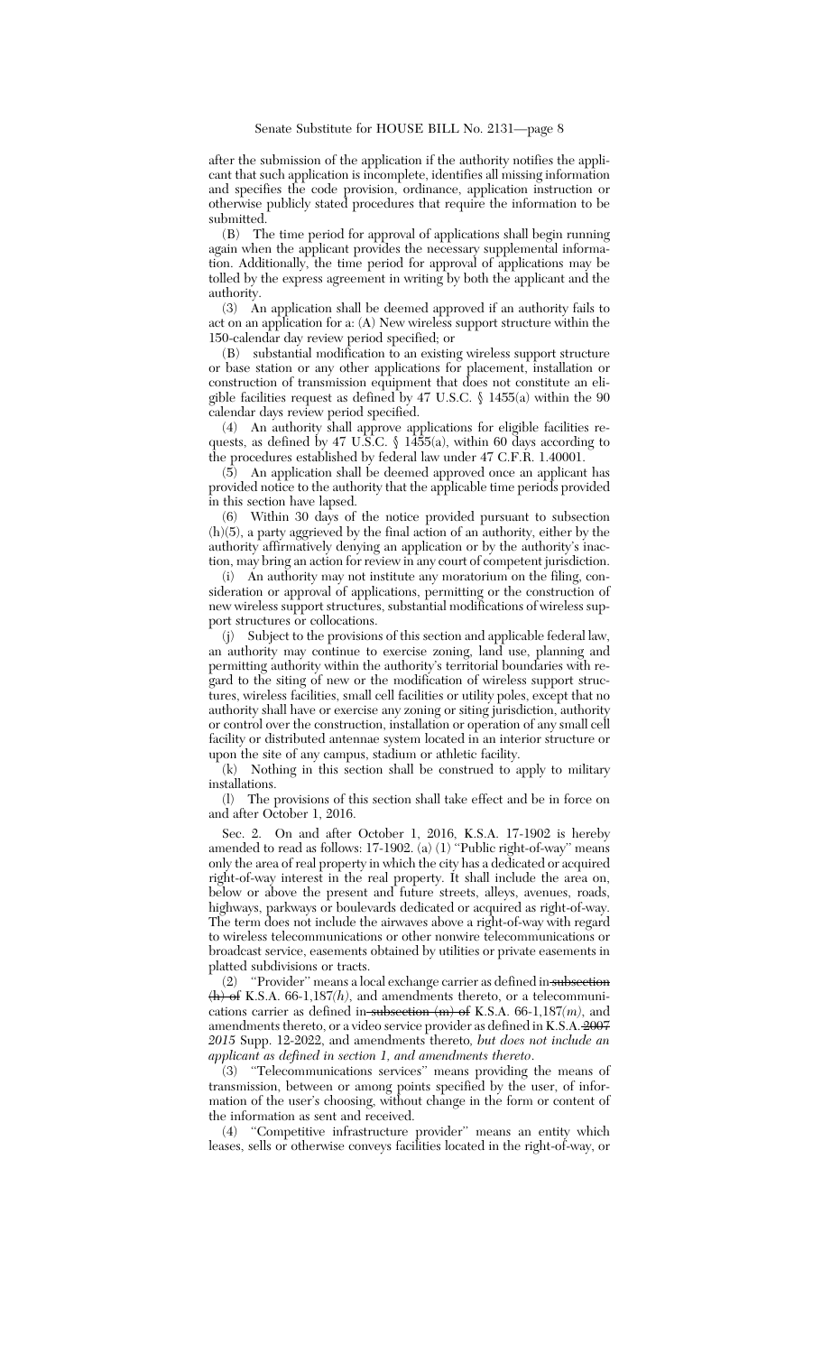after the submission of the application if the authority notifies the applicant that such application is incomplete, identifies all missing information and specifies the code provision, ordinance, application instruction or otherwise publicly stated procedures that require the information to be submitted.

(B) The time period for approval of applications shall begin running again when the applicant provides the necessary supplemental information. Additionally, the time period for approval of applications may be tolled by the express agreement in writing by both the applicant and the authority.

(3) An application shall be deemed approved if an authority fails to act on an application for a: (A) New wireless support structure within the 150-calendar day review period specified; or

(B) substantial modification to an existing wireless support structure or base station or any other applications for placement, installation or construction of transmission equipment that does not constitute an eligible facilities request as defined by 47 U.S.C. § 1455(a) within the 90 calendar days review period specified.

(4) An authority shall approve applications for eligible facilities requests, as defined by 47 U.S.C. § 1455(a), within 60 days according to the procedures established by federal law under 47 C.F.R. 1.40001.

(5) An application shall be deemed approved once an applicant has provided notice to the authority that the applicable time periods provided in this section have lapsed.

(6) Within 30 days of the notice provided pursuant to subsection (h)(5), a party aggrieved by the final action of an authority, either by the authority affirmatively denying an application or by the authority's inaction, may bring an action for review in any court of competent jurisdiction.

(i) An authority may not institute any moratorium on the filing, consideration or approval of applications, permitting or the construction of new wireless support structures, substantial modifications of wireless support structures or collocations.

(j) Subject to the provisions of this section and applicable federal law, an authority may continue to exercise zoning, land use, planning and permitting authority within the authority's territorial boundaries with regard to the siting of new or the modification of wireless support structures, wireless facilities, small cell facilities or utility poles, except that no authority shall have or exercise any zoning or siting jurisdiction, authority or control over the construction, installation or operation of any small cell facility or distributed antennae system located in an interior structure or upon the site of any campus, stadium or athletic facility.

(k) Nothing in this section shall be construed to apply to military installations.

(l) The provisions of this section shall take effect and be in force on and after October 1, 2016.

Sec. 2. On and after October 1, 2016, K.S.A. 17-1902 is hereby amended to read as follows: 17-1902. (a) (1) "Public right-of-way" means only the area of real property in which the city has a dedicated or acquired right-of-way interest in the real property. It shall include the area on, below or above the present and future streets, alleys, avenues, roads, highways, parkways or boulevards dedicated or acquired as right-of-way. The term does not include the airwaves above a right-of-way with regard to wireless telecommunications or other nonwire telecommunications or broadcast service, easements obtained by utilities or private easements in platted subdivisions or tracts.

(2) "Provider" means a local exchange carrier as defined in ~~subsection (h) of~~ K.S.A. 66-1,187*(h)*, and amendments thereto, or a telecommunications carrier as defined in ~~subsection (m) of~~ K.S.A. 66-1,187*(m)*, and amendments thereto, or a video service provider as defined in K.S.A. ~~2007~~ *2015* Supp. 12-2022, and amendments thereto*, but does not include an applicant as defined in section 1, and amendments thereto*.

(3) "Telecommunications services" means providing the means of transmission, between or among points specified by the user, of information of the user's choosing, without change in the form or content of the information as sent and received.

(4) "Competitive infrastructure provider" means an entity which leases, sells or otherwise conveys facilities located in the right-of-way, or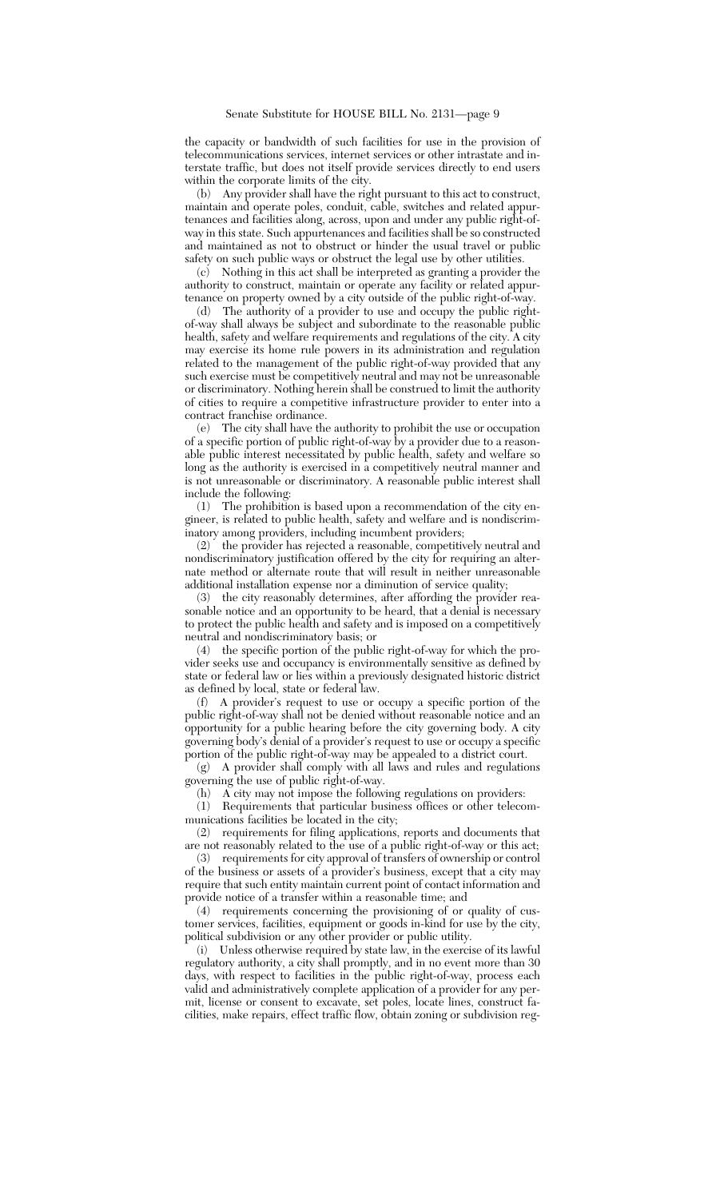the capacity or bandwidth of such facilities for use in the provision of telecommunications services, internet services or other intrastate and interstate traffic, but does not itself provide services directly to end users within the corporate limits of the city.

(b) Any provider shall have the right pursuant to this act to construct, maintain and operate poles, conduit, cable, switches and related appurtenances and facilities along, across, upon and under any public right-of-way in this state. Such appurtenances and facilities shall be so constructed and maintained as not to obstruct or hinder the usual travel or public safety on such public ways or obstruct the legal use by other utilities.

(c) Nothing in this act shall be interpreted as granting a provider the authority to construct, maintain or operate any facility or related appurtenance on property owned by a city outside of the public right-of-way.

(d) The authority of a provider to use and occupy the public right-of-way shall always be subject and subordinate to the reasonable public health, safety and welfare requirements and regulations of the city. A city may exercise its home rule powers in its administration and regulation related to the management of the public right-of-way provided that any such exercise must be competitively neutral and may not be unreasonable or discriminatory. Nothing herein shall be construed to limit the authority of cities to require a competitive infrastructure provider to enter into a contract franchise ordinance.

(e) The city shall have the authority to prohibit the use or occupation of a specific portion of public right-of-way by a provider due to a reasonable public interest necessitated by public health, safety and welfare so long as the authority is exercised in a competitively neutral manner and is not unreasonable or discriminatory. A reasonable public interest shall include the following:

(1) The prohibition is based upon a recommendation of the city engineer, is related to public health, safety and welfare and is nondiscriminatory among providers, including incumbent providers;

(2) the provider has rejected a reasonable, competitively neutral and nondiscriminatory justification offered by the city for requiring an alternate method or alternate route that will result in neither unreasonable additional installation expense nor a diminution of service quality;

(3) the city reasonably determines, after affording the provider reasonable notice and an opportunity to be heard, that a denial is necessary to protect the public health and safety and is imposed on a competitively neutral and nondiscriminatory basis; or

(4) the specific portion of the public right-of-way for which the provider seeks use and occupancy is environmentally sensitive as defined by state or federal law or lies within a previously designated historic district as defined by local, state or federal law.

(f) A provider's request to use or occupy a specific portion of the public right-of-way shall not be denied without reasonable notice and an opportunity for a public hearing before the city governing body. A city governing body's denial of a provider's request to use or occupy a specific portion of the public right-of-way may be appealed to a district court.

(g) A provider shall comply with all laws and rules and regulations governing the use of public right-of-way.

(h) A city may not impose the following regulations on providers:

(1) Requirements that particular business offices or other telecommunications facilities be located in the city;

(2) requirements for filing applications, reports and documents that are not reasonably related to the use of a public right-of-way or this act;

(3) requirements for city approval of transfers of ownership or control of the business or assets of a provider's business, except that a city may require that such entity maintain current point of contact information and provide notice of a transfer within a reasonable time; and

(4) requirements concerning the provisioning of or quality of customer services, facilities, equipment or goods in-kind for use by the city, political subdivision or any other provider or public utility.

(i) Unless otherwise required by state law, in the exercise of its lawful regulatory authority, a city shall promptly, and in no event more than 30 days, with respect to facilities in the public right-of-way, process each valid and administratively complete application of a provider for any permit, license or consent to excavate, set poles, locate lines, construct facilities, make repairs, effect traffic flow, obtain zoning or subdivision reg-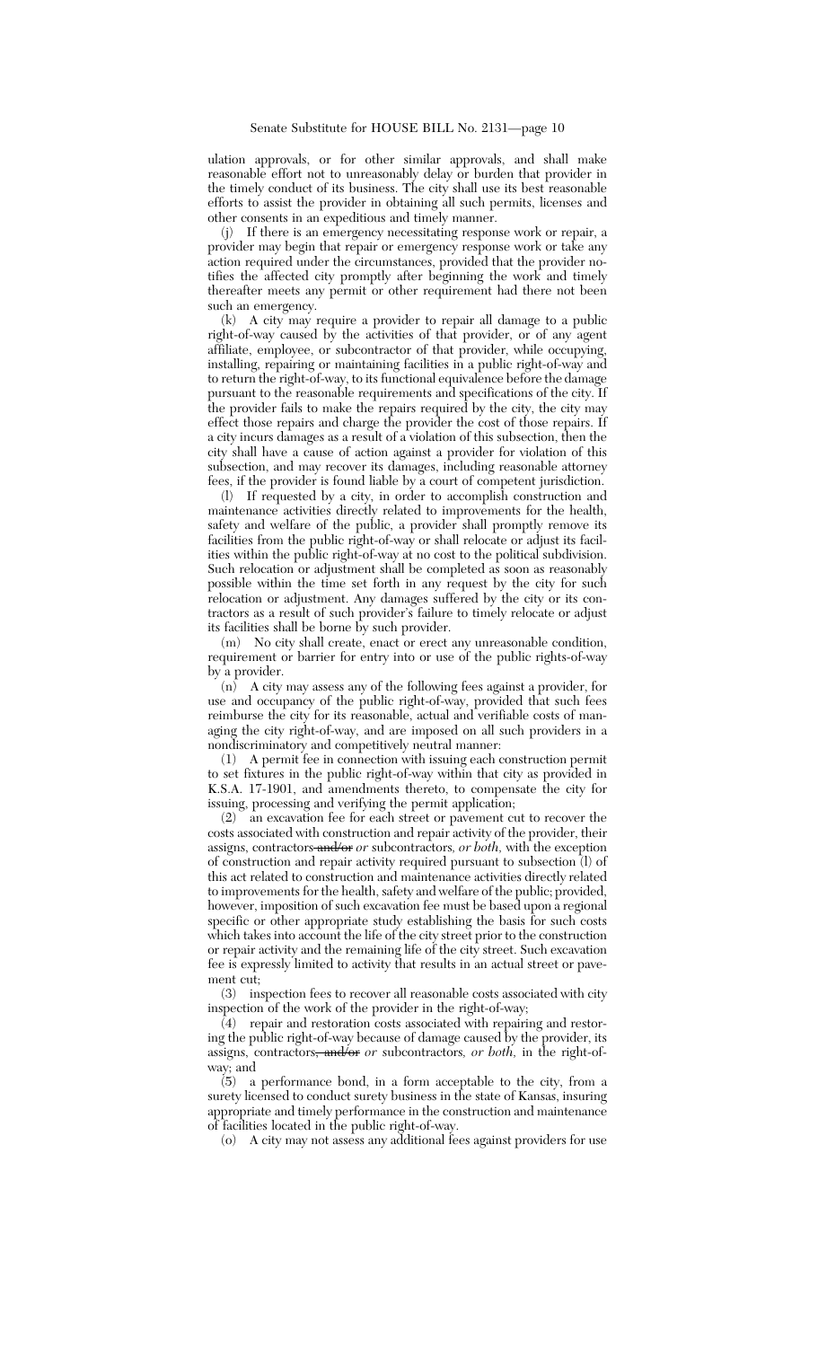ulation approvals, or for other similar approvals, and shall make reasonable effort not to unreasonably delay or burden that provider in the timely conduct of its business. The city shall use its best reasonable efforts to assist the provider in obtaining all such permits, licenses and other consents in an expeditious and timely manner.

(j) If there is an emergency necessitating response work or repair, a provider may begin that repair or emergency response work or take any action required under the circumstances, provided that the provider notifies the affected city promptly after beginning the work and timely thereafter meets any permit or other requirement had there not been such an emergency.

(k) A city may require a provider to repair all damage to a public right-of-way caused by the activities of that provider, or of any agent affiliate, employee, or subcontractor of that provider, while occupying, installing, repairing or maintaining facilities in a public right-of-way and to return the right-of-way, to its functional equivalence before the damage pursuant to the reasonable requirements and specifications of the city. If the provider fails to make the repairs required by the city, the city may effect those repairs and charge the provider the cost of those repairs. If a city incurs damages as a result of a violation of this subsection, then the city shall have a cause of action against a provider for violation of this subsection, and may recover its damages, including reasonable attorney fees, if the provider is found liable by a court of competent jurisdiction.

(l) If requested by a city, in order to accomplish construction and maintenance activities directly related to improvements for the health, safety and welfare of the public, a provider shall promptly remove its facilities from the public right-of-way or shall relocate or adjust its facilities within the public right-of-way at no cost to the political subdivision. Such relocation or adjustment shall be completed as soon as reasonably possible within the time set forth in any request by the city for such relocation or adjustment. Any damages suffered by the city or its contractors as a result of such provider's failure to timely relocate or adjust its facilities shall be borne by such provider.

(m) No city shall create, enact or erect any unreasonable condition, requirement or barrier for entry into or use of the public rights-of-way by a provider.

(n) A city may assess any of the following fees against a provider, for use and occupancy of the public right-of-way, provided that such fees reimburse the city for its reasonable, actual and verifiable costs of managing the city right-of-way, and are imposed on all such providers in a nondiscriminatory and competitively neutral manner:

(1) A permit fee in connection with issuing each construction permit to set fixtures in the public right-of-way within that city as provided in K.S.A. 17-1901, and amendments thereto, to compensate the city for issuing, processing and verifying the permit application;

(2) an excavation fee for each street or pavement cut to recover the costs associated with construction and repair activity of the provider, their assigns, contractors ~~and/or~~ *or* subcontractors*, or both,* with the exception of construction and repair activity required pursuant to subsection (l) of this act related to construction and maintenance activities directly related to improvements for the health, safety and welfare of the public; provided, however, imposition of such excavation fee must be based upon a regional specific or other appropriate study establishing the basis for such costs which takes into account the life of the city street prior to the construction or repair activity and the remaining life of the city street. Such excavation fee is expressly limited to activity that results in an actual street or pavement cut;

(3) inspection fees to recover all reasonable costs associated with city inspection of the work of the provider in the right-of-way;

(4) repair and restoration costs associated with repairing and restoring the public right-of-way because of damage caused by the provider, its assigns, contractors~~, and/or~~ *or* subcontractors*, or both,* in the right-of-way; and

(5) a performance bond, in a form acceptable to the city, from a surety licensed to conduct surety business in the state of Kansas, insuring appropriate and timely performance in the construction and maintenance of facilities located in the public right-of-way.

(o) A city may not assess any additional fees against providers for use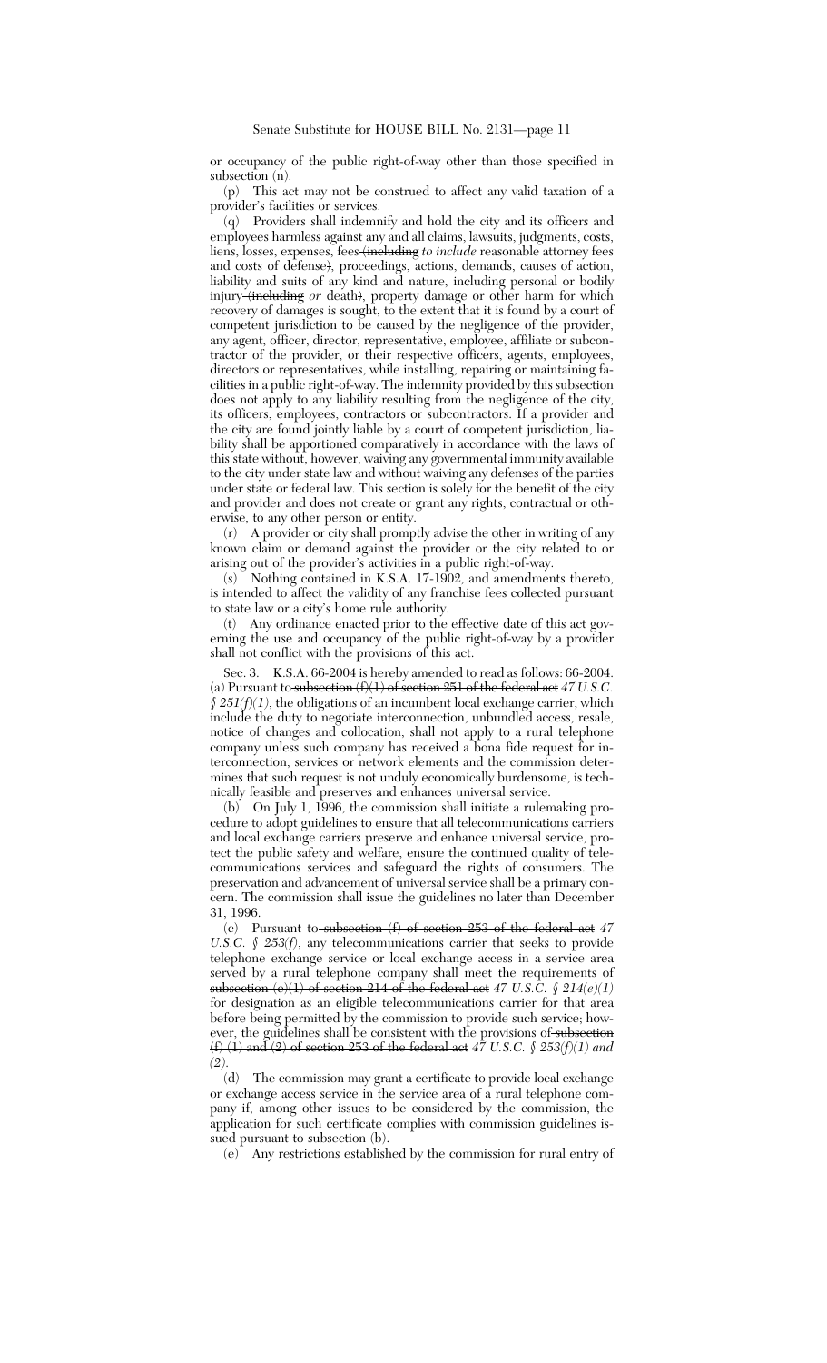or occupancy of the public right-of-way other than those specified in subsection (n).

(p) This act may not be construed to affect any valid taxation of a provider's facilities or services.

(q) Providers shall indemnify and hold the city and its officers and employees harmless against any and all claims, lawsuits, judgments, costs, liens, losses, expenses, fees ~~(including~~ *to include* reasonable attorney fees and costs of defense~~)~~, proceedings, actions, demands, causes of action, liability and suits of any kind and nature, including personal or bodily injury ~~(including~~ *or* death~~)~~, property damage or other harm for which recovery of damages is sought, to the extent that it is found by a court of competent jurisdiction to be caused by the negligence of the provider, any agent, officer, director, representative, employee, affiliate or subcontractor of the provider, or their respective officers, agents, employees, directors or representatives, while installing, repairing or maintaining facilities in a public right-of-way. The indemnity provided by this subsection does not apply to any liability resulting from the negligence of the city, its officers, employees, contractors or subcontractors. If a provider and the city are found jointly liable by a court of competent jurisdiction, liability shall be apportioned comparatively in accordance with the laws of this state without, however, waiving any governmental immunity available to the city under state law and without waiving any defenses of the parties under state or federal law. This section is solely for the benefit of the city and provider and does not create or grant any rights, contractual or otherwise, to any other person or entity.

(r) A provider or city shall promptly advise the other in writing of any known claim or demand against the provider or the city related to or arising out of the provider's activities in a public right-of-way.

(s) Nothing contained in K.S.A. 17-1902, and amendments thereto, is intended to affect the validity of any franchise fees collected pursuant to state law or a city's home rule authority.

(t) Any ordinance enacted prior to the effective date of this act governing the use and occupancy of the public right-of-way by a provider shall not conflict with the provisions of this act.

Sec. 3. K.S.A. 66-2004 is hereby amended to read as follows: 66-2004. (a) Pursuant to ~~subsection (f)(1) of section 251 of the federal act~~ *47 U.S.C. § 251(f)(1)*, the obligations of an incumbent local exchange carrier, which include the duty to negotiate interconnection, unbundled access, resale, notice of changes and collocation, shall not apply to a rural telephone company unless such company has received a bona fide request for interconnection, services or network elements and the commission determines that such request is not unduly economically burdensome, is technically feasible and preserves and enhances universal service.

(b) On July 1, 1996, the commission shall initiate a rulemaking procedure to adopt guidelines to ensure that all telecommunications carriers and local exchange carriers preserve and enhance universal service, protect the public safety and welfare, ensure the continued quality of telecommunications services and safeguard the rights of consumers. The preservation and advancement of universal service shall be a primary concern. The commission shall issue the guidelines no later than December 31, 1996.

(c) Pursuant to ~~subsection (f) of section 253 of the federal act~~ *47 U.S.C. § 253(f)*, any telecommunications carrier that seeks to provide telephone exchange service or local exchange access in a service area served by a rural telephone company shall meet the requirements of ~~subsection (e)(1) of section 214 of the federal act~~ *47 U.S.C. § 214(e)(1)* for designation as an eligible telecommunications carrier for that area before being permitted by the commission to provide such service; however, the guidelines shall be consistent with the provisions of ~~subsection (f) (1) and (2) of section 253 of the federal act~~ *47 U.S.C. § 253(f)(1) and (2)*.

(d) The commission may grant a certificate to provide local exchange or exchange access service in the service area of a rural telephone company if, among other issues to be considered by the commission, the application for such certificate complies with commission guidelines issued pursuant to subsection (b).

(e) Any restrictions established by the commission for rural entry of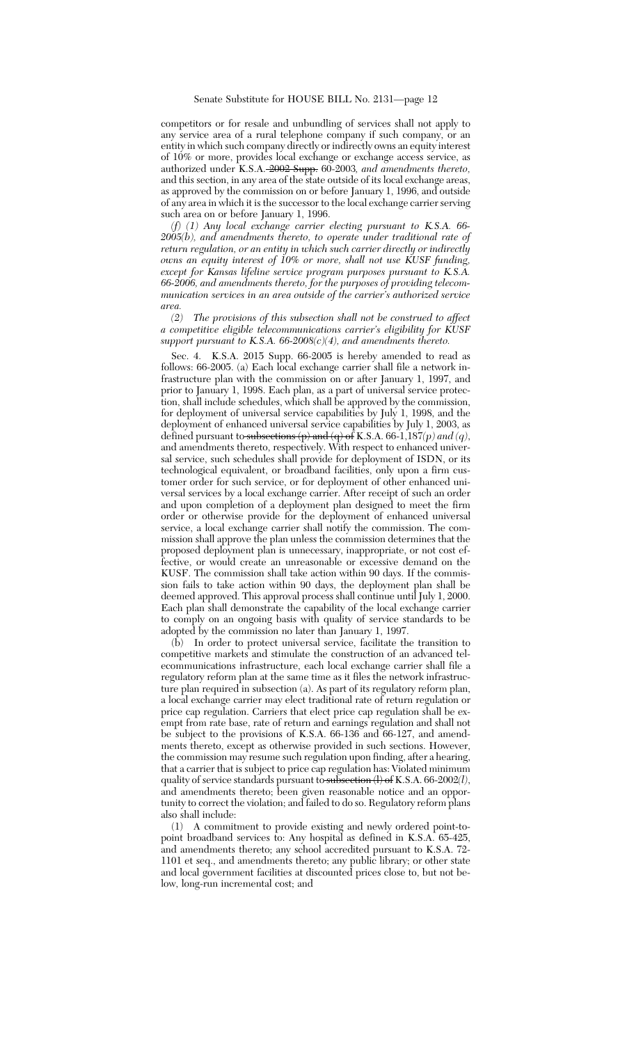competitors or for resale and unbundling of services shall not apply to any service area of a rural telephone company if such company, or an entity in which such company directly or indirectly owns an equity interest of 10% or more, provides local exchange or exchange access service, as authorized under K.S.A. ~~2002 Supp.~~ 60-2003*, and amendments thereto,* and this section, in any area of the state outside of its local exchange areas, as approved by the commission on or before January 1, 1996, and outside of any area in which it is the successor to the local exchange carrier serving such area on or before January 1, 1996.

*(f) (1) Any local exchange carrier electing pursuant to K.S.A. 66-2005(b), and amendments thereto, to operate under traditional rate of return regulation, or an entity in which such carrier directly or indirectly owns an equity interest of 10% or more, shall not use KUSF funding, except for Kansas lifeline service program purposes pursuant to K.S.A. 66-2006, and amendments thereto, for the purposes of providing telecommunication services in an area outside of the carrier's authorized service area.*

*(2) The provisions of this subsection shall not be construed to affect a competitive eligible telecommunications carrier's eligibility for KUSF support pursuant to K.S.A. 66-2008(c)(4), and amendments thereto.*

Sec. 4. K.S.A. 2015 Supp. 66-2005 is hereby amended to read as follows: 66-2005. (a) Each local exchange carrier shall file a network infrastructure plan with the commission on or after January 1, 1997, and prior to January 1, 1998. Each plan, as a part of universal service protection, shall include schedules, which shall be approved by the commission, for deployment of universal service capabilities by July 1, 1998, and the deployment of enhanced universal service capabilities by July 1, 2003, as defined pursuant to ~~subsections (p) and (q) of~~ K.S.A. 66-1,187*(p) and (q)*, and amendments thereto, respectively. With respect to enhanced universal service, such schedules shall provide for deployment of ISDN, or its technological equivalent, or broadband facilities, only upon a firm customer order for such service, or for deployment of other enhanced universal services by a local exchange carrier. After receipt of such an order and upon completion of a deployment plan designed to meet the firm order or otherwise provide for the deployment of enhanced universal service, a local exchange carrier shall notify the commission. The commission shall approve the plan unless the commission determines that the proposed deployment plan is unnecessary, inappropriate, or not cost effective, or would create an unreasonable or excessive demand on the KUSF. The commission shall take action within 90 days. If the commission fails to take action within 90 days, the deployment plan shall be deemed approved. This approval process shall continue until July 1, 2000. Each plan shall demonstrate the capability of the local exchange carrier to comply on an ongoing basis with quality of service standards to be adopted by the commission no later than January 1, 1997.

(b) In order to protect universal service, facilitate the transition to competitive markets and stimulate the construction of an advanced telecommunications infrastructure, each local exchange carrier shall file a regulatory reform plan at the same time as it files the network infrastructure plan required in subsection (a). As part of its regulatory reform plan, a local exchange carrier may elect traditional rate of return regulation or price cap regulation. Carriers that elect price cap regulation shall be exempt from rate base, rate of return and earnings regulation and shall not be subject to the provisions of K.S.A. 66-136 and 66-127, and amendments thereto, except as otherwise provided in such sections. However, the commission may resume such regulation upon finding, after a hearing, that a carrier that is subject to price cap regulation has: Violated minimum quality of service standards pursuant to ~~subsection (l) of~~ K.S.A. 66-2002*(l)*, and amendments thereto; been given reasonable notice and an opportunity to correct the violation; and failed to do so. Regulatory reform plans also shall include:

(1) A commitment to provide existing and newly ordered point-to-point broadband services to: Any hospital as defined in K.S.A. 65-425, and amendments thereto; any school accredited pursuant to K.S.A. 72-1101 et seq., and amendments thereto; any public library; or other state and local government facilities at discounted prices close to, but not below, long-run incremental cost; and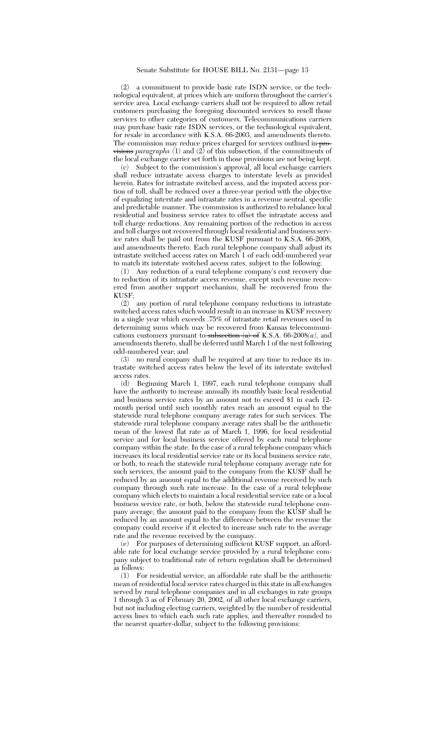(2) a commitment to provide basic rate ISDN service, or the technological equivalent, at prices which are uniform throughout the carrier's service area. Local exchange carriers shall not be required to allow retail customers purchasing the foregoing discounted services to resell those services to other categories of customers. Telecommunications carriers may purchase basic rate ISDN services, or the technological equivalent, for resale in accordance with K.S.A. 66-2003, and amendments thereto. The commission may reduce prices charged for services outlined in ~~provisions~~ *paragraphs* (1) and (2) of this subsection, if the commitments of the local exchange carrier set forth in those provisions are not being kept.

(c) Subject to the commission's approval, all local exchange carriers shall reduce intrastate access charges to interstate levels as provided herein. Rates for intrastate switched access, and the imputed access portion of toll, shall be reduced over a three-year period with the objective of equalizing interstate and intrastate rates in a revenue neutral, specific and predictable manner. The commission is authorized to rebalance local residential and business service rates to offset the intrastate access and toll charge reductions. Any remaining portion of the reduction in access and toll charges not recovered through local residential and business service rates shall be paid out from the KUSF pursuant to K.S.A. 66-2008, and amendments thereto. Each rural telephone company shall adjust its intrastate switched access rates on March 1 of each odd-numbered year to match its interstate switched access rates, subject to the following:

(1) Any reduction of a rural telephone company's cost recovery due to reduction of its intrastate access revenue, except such revenue recovered from another support mechanism, shall be recovered from the KUSF;

(2) any portion of rural telephone company reductions in intrastate switched access rates which would result in an increase in KUSF recovery in a single year which exceeds .75% of intrastate retail revenues used in determining sums which may be recovered from Kansas telecommunications customers pursuant to ~~subsection (a) of~~ K.S.A. 66-2008*(a)*, and amendments thereto, shall be deferred until March 1 of the next following odd-numbered year; and

(3) no rural company shall be required at any time to reduce its intrastate switched access rates below the level of its interstate switched access rates.

(d) Beginning March 1, 1997, each rural telephone company shall have the authority to increase annually its monthly basic local residential and business service rates by an amount not to exceed $1 in each 12-month period until such monthly rates reach an amount equal to the statewide rural telephone company average rates for such services. The statewide rural telephone company average rates shall be the arithmetic mean of the lowest flat rate as of March 1, 1996, for local residential service and for local business service offered by each rural telephone company within the state. In the case of a rural telephone company which increases its local residential service rate or its local business service rate, or both, to reach the statewide rural telephone company average rate for such services, the amount paid to the company from the KUSF shall be reduced by an amount equal to the additional revenue received by such company through such rate increase. In the case of a rural telephone company which elects to maintain a local residential service rate or a local business service rate, or both, below the statewide rural telephone company average, the amount paid to the company from the KUSF shall be reduced by an amount equal to the difference between the revenue the company could receive if it elected to increase such rate to the average rate and the revenue received by the company.

(e) For purposes of determining sufficient KUSF support, an affordable rate for local exchange service provided by a rural telephone company subject to traditional rate of return regulation shall be determined as follows:

(1) For residential service, an affordable rate shall be the arithmetic mean of residential local service rates charged in this state in all exchanges served by rural telephone companies and in all exchanges in rate groups 1 through 3 as of February 20, 2002, of all other local exchange carriers, but not including electing carriers, weighted by the number of residential access lines to which each such rate applies, and thereafter rounded to the nearest quarter-dollar, subject to the following provisions: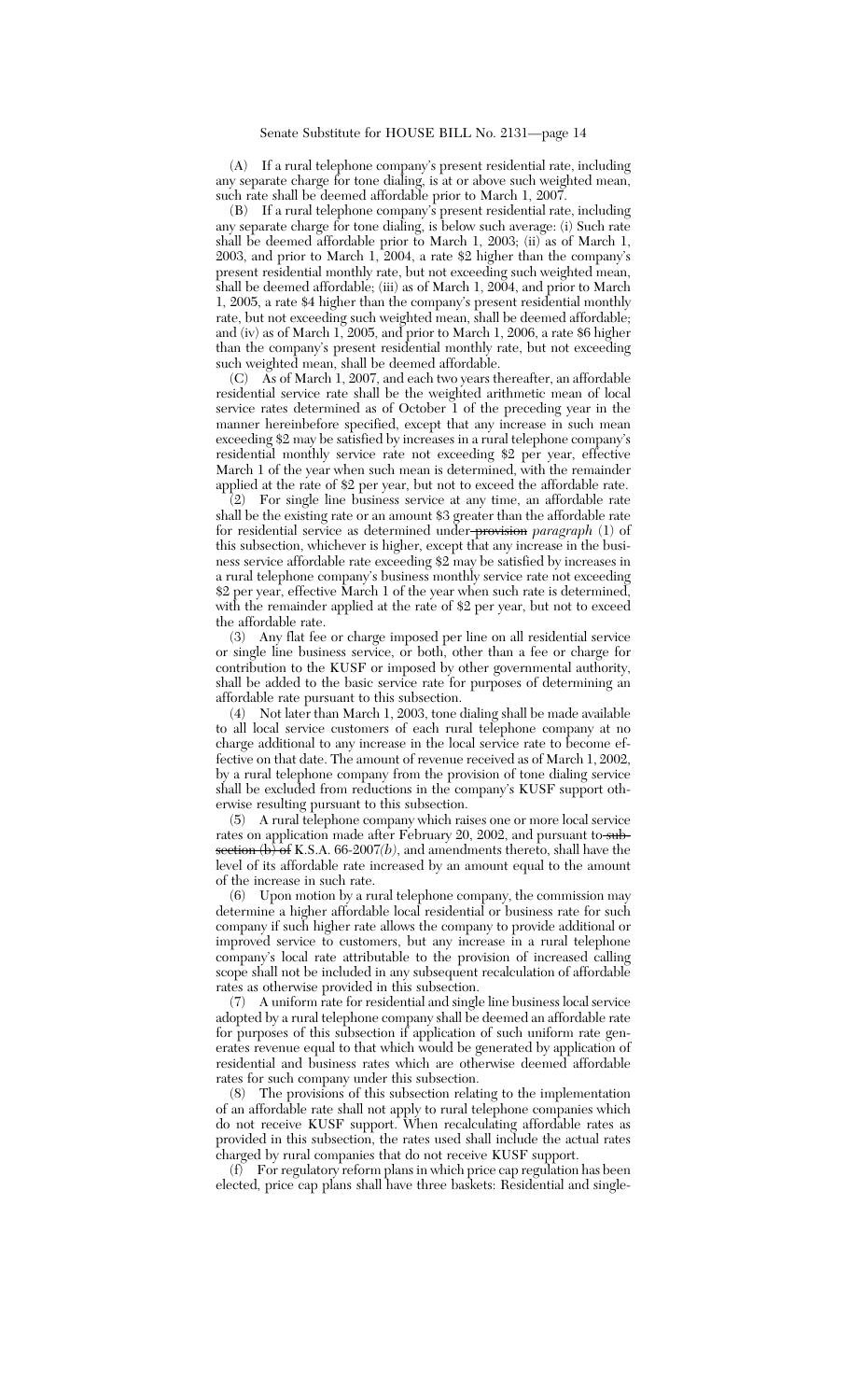(A) If a rural telephone company's present residential rate, including any separate charge for tone dialing, is at or above such weighted mean, such rate shall be deemed affordable prior to March 1, 2007.

(B) If a rural telephone company's present residential rate, including any separate charge for tone dialing, is below such average: (i) Such rate shall be deemed affordable prior to March 1, 2003; (ii) as of March 1, 2003, and prior to March 1, 2004, a rate $2 higher than the company's present residential monthly rate, but not exceeding such weighted mean, shall be deemed affordable; (iii) as of March 1, 2004, and prior to March 1, 2005, a rate $4 higher than the company's present residential monthly rate, but not exceeding such weighted mean, shall be deemed affordable; and (iv) as of March 1, 2005, and prior to March 1, 2006, a rate $6 higher than the company's present residential monthly rate, but not exceeding such weighted mean, shall be deemed affordable.

(C) As of March 1, 2007, and each two years thereafter, an affordable residential service rate shall be the weighted arithmetic mean of local service rates determined as of October 1 of the preceding year in the manner hereinbefore specified, except that any increase in such mean exceeding $2 may be satisfied by increases in a rural telephone company's residential monthly service rate not exceeding $2 per year, effective March 1 of the year when such mean is determined, with the remainder applied at the rate of $2 per year, but not to exceed the affordable rate.

(2) For single line business service at any time, an affordable rate shall be the existing rate or an amount $3 greater than the affordable rate for residential service as determined under ~~provision~~ *paragraph* (1) of this subsection, whichever is higher, except that any increase in the business service affordable rate exceeding $2 may be satisfied by increases in a rural telephone company's business monthly service rate not exceeding $2 per year, effective March 1 of the year when such rate is determined, with the remainder applied at the rate of $2 per year, but not to exceed the affordable rate.

(3) Any flat fee or charge imposed per line on all residential service or single line business service, or both, other than a fee or charge for contribution to the KUSF or imposed by other governmental authority, shall be added to the basic service rate for purposes of determining an affordable rate pursuant to this subsection.

(4) Not later than March 1, 2003, tone dialing shall be made available to all local service customers of each rural telephone company at no charge additional to any increase in the local service rate to become effective on that date. The amount of revenue received as of March 1, 2002, by a rural telephone company from the provision of tone dialing service shall be excluded from reductions in the company's KUSF support otherwise resulting pursuant to this subsection.

(5) A rural telephone company which raises one or more local service rates on application made after February 20, 2002, and pursuant to ~~subsection (b) of~~ K.S.A. 66-2007*(b)*, and amendments thereto, shall have the level of its affordable rate increased by an amount equal to the amount of the increase in such rate.

(6) Upon motion by a rural telephone company, the commission may determine a higher affordable local residential or business rate for such company if such higher rate allows the company to provide additional or improved service to customers, but any increase in a rural telephone company's local rate attributable to the provision of increased calling scope shall not be included in any subsequent recalculation of affordable rates as otherwise provided in this subsection.

(7) A uniform rate for residential and single line business local service adopted by a rural telephone company shall be deemed an affordable rate for purposes of this subsection if application of such uniform rate generates revenue equal to that which would be generated by application of residential and business rates which are otherwise deemed affordable rates for such company under this subsection.

(8) The provisions of this subsection relating to the implementation of an affordable rate shall not apply to rural telephone companies which do not receive KUSF support. When recalculating affordable rates as provided in this subsection, the rates used shall include the actual rates charged by rural companies that do not receive KUSF support.

(f) For regulatory reform plans in which price cap regulation has been elected, price cap plans shall have three baskets: Residential and single-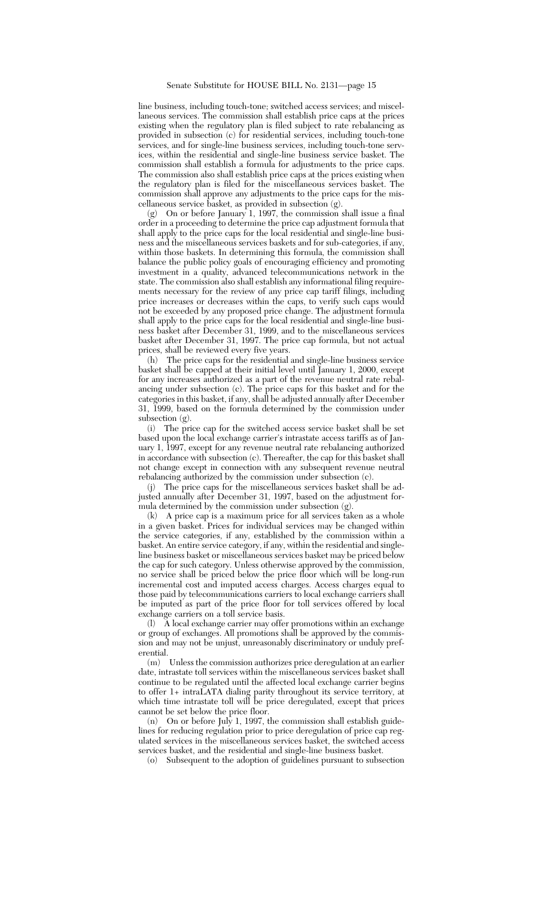line business, including touch-tone; switched access services; and miscellaneous services. The commission shall establish price caps at the prices existing when the regulatory plan is filed subject to rate rebalancing as provided in subsection (c) for residential services, including touch-tone services, and for single-line business services, including touch-tone services, within the residential and single-line business service basket. The commission shall establish a formula for adjustments to the price caps. The commission also shall establish price caps at the prices existing when the regulatory plan is filed for the miscellaneous services basket. The commission shall approve any adjustments to the price caps for the miscellaneous service basket, as provided in subsection (g).

(g) On or before January 1, 1997, the commission shall issue a final order in a proceeding to determine the price cap adjustment formula that shall apply to the price caps for the local residential and single-line business and the miscellaneous services baskets and for sub-categories, if any, within those baskets. In determining this formula, the commission shall balance the public policy goals of encouraging efficiency and promoting investment in a quality, advanced telecommunications network in the state. The commission also shall establish any informational filing requirements necessary for the review of any price cap tariff filings, including price increases or decreases within the caps, to verify such caps would not be exceeded by any proposed price change. The adjustment formula shall apply to the price caps for the local residential and single-line business basket after December 31, 1999, and to the miscellaneous services basket after December 31, 1997. The price cap formula, but not actual prices, shall be reviewed every five years.

(h) The price caps for the residential and single-line business service basket shall be capped at their initial level until January 1, 2000, except for any increases authorized as a part of the revenue neutral rate rebalancing under subsection (c). The price caps for this basket and for the categories in this basket, if any, shall be adjusted annually after December 31, 1999, based on the formula determined by the commission under subsection (g).

(i) The price cap for the switched access service basket shall be set based upon the local exchange carrier's intrastate access tariffs as of January 1, 1997, except for any revenue neutral rate rebalancing authorized in accordance with subsection (c). Thereafter, the cap for this basket shall not change except in connection with any subsequent revenue neutral rebalancing authorized by the commission under subsection (c).

(j) The price caps for the miscellaneous services basket shall be adjusted annually after December 31, 1997, based on the adjustment formula determined by the commission under subsection (g).

(k) A price cap is a maximum price for all services taken as a whole in a given basket. Prices for individual services may be changed within the service categories, if any, established by the commission within a basket. An entire service category, if any, within the residential and single-line business basket or miscellaneous services basket may be priced below the cap for such category. Unless otherwise approved by the commission, no service shall be priced below the price floor which will be long-run incremental cost and imputed access charges. Access charges equal to those paid by telecommunications carriers to local exchange carriers shall be imputed as part of the price floor for toll services offered by local exchange carriers on a toll service basis.

(l) A local exchange carrier may offer promotions within an exchange or group of exchanges. All promotions shall be approved by the commission and may not be unjust, unreasonably discriminatory or unduly preferential.

(m) Unless the commission authorizes price deregulation at an earlier date, intrastate toll services within the miscellaneous services basket shall continue to be regulated until the affected local exchange carrier begins to offer 1+ intraLATA dialing parity throughout its service territory, at which time intrastate toll will be price deregulated, except that prices cannot be set below the price floor.

(n) On or before July 1, 1997, the commission shall establish guidelines for reducing regulation prior to price deregulation of price cap regulated services in the miscellaneous services basket, the switched access services basket, and the residential and single-line business basket.

(o) Subsequent to the adoption of guidelines pursuant to subsection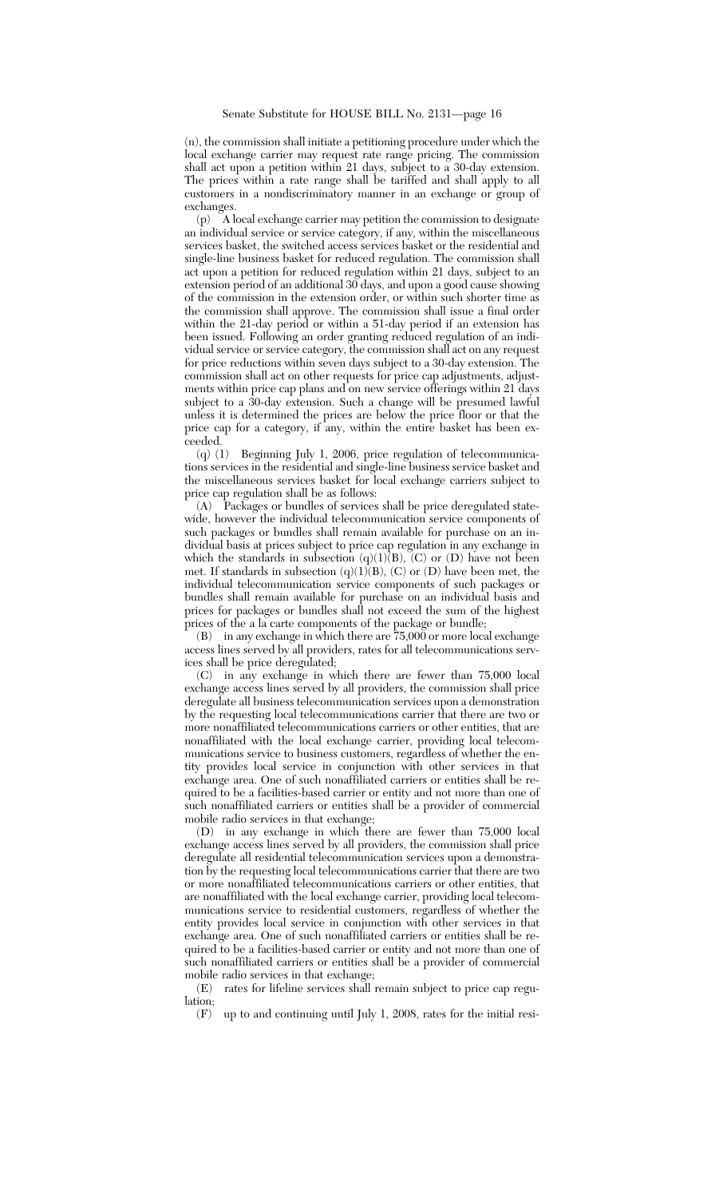(n), the commission shall initiate a petitioning procedure under which the local exchange carrier may request rate range pricing. The commission shall act upon a petition within 21 days, subject to a 30-day extension. The prices within a rate range shall be tariffed and shall apply to all customers in a nondiscriminatory manner in an exchange or group of exchanges.

(p) A local exchange carrier may petition the commission to designate an individual service or service category, if any, within the miscellaneous services basket, the switched access services basket or the residential and single-line business basket for reduced regulation. The commission shall act upon a petition for reduced regulation within 21 days, subject to an extension period of an additional 30 days, and upon a good cause showing of the commission in the extension order, or within such shorter time as the commission shall approve. The commission shall issue a final order within the 21-day period or within a 51-day period if an extension has been issued. Following an order granting reduced regulation of an individual service or service category, the commission shall act on any request for price reductions within seven days subject to a 30-day extension. The commission shall act on other requests for price cap adjustments, adjustments within price cap plans and on new service offerings within 21 days subject to a 30-day extension. Such a change will be presumed lawful unless it is determined the prices are below the price floor or that the price cap for a category, if any, within the entire basket has been exceeded.

(q) (1) Beginning July 1, 2006, price regulation of telecommunications services in the residential and single-line business service basket and the miscellaneous services basket for local exchange carriers subject to price cap regulation shall be as follows:

(A) Packages or bundles of services shall be price deregulated statewide, however the individual telecommunication service components of such packages or bundles shall remain available for purchase on an individual basis at prices subject to price cap regulation in any exchange in which the standards in subsection (q)(1)(B), (C) or (D) have not been met. If standards in subsection (q)(1)(B), (C) or (D) have been met, the individual telecommunication service components of such packages or bundles shall remain available for purchase on an individual basis and prices for packages or bundles shall not exceed the sum of the highest prices of the a la carte components of the package or bundle;

(B) in any exchange in which there are 75,000 or more local exchange access lines served by all providers, rates for all telecommunications services shall be price deregulated;

(C) in any exchange in which there are fewer than 75,000 local exchange access lines served by all providers, the commission shall price deregulate all business telecommunication services upon a demonstration by the requesting local telecommunications carrier that there are two or more nonaffiliated telecommunications carriers or other entities, that are nonaffiliated with the local exchange carrier, providing local telecommunications service to business customers, regardless of whether the entity provides local service in conjunction with other services in that exchange area. One of such nonaffiliated carriers or entities shall be required to be a facilities-based carrier or entity and not more than one of such nonaffiliated carriers or entities shall be a provider of commercial mobile radio services in that exchange;

(D) in any exchange in which there are fewer than 75,000 local exchange access lines served by all providers, the commission shall price deregulate all residential telecommunication services upon a demonstration by the requesting local telecommunications carrier that there are two or more nonaffiliated telecommunications carriers or other entities, that are nonaffiliated with the local exchange carrier, providing local telecommunications service to residential customers, regardless of whether the entity provides local service in conjunction with other services in that exchange area. One of such nonaffiliated carriers or entities shall be required to be a facilities-based carrier or entity and not more than one of such nonaffiliated carriers or entities shall be a provider of commercial mobile radio services in that exchange;

(E) rates for lifeline services shall remain subject to price cap regulation;

(F) up to and continuing until July 1, 2008, rates for the initial resi-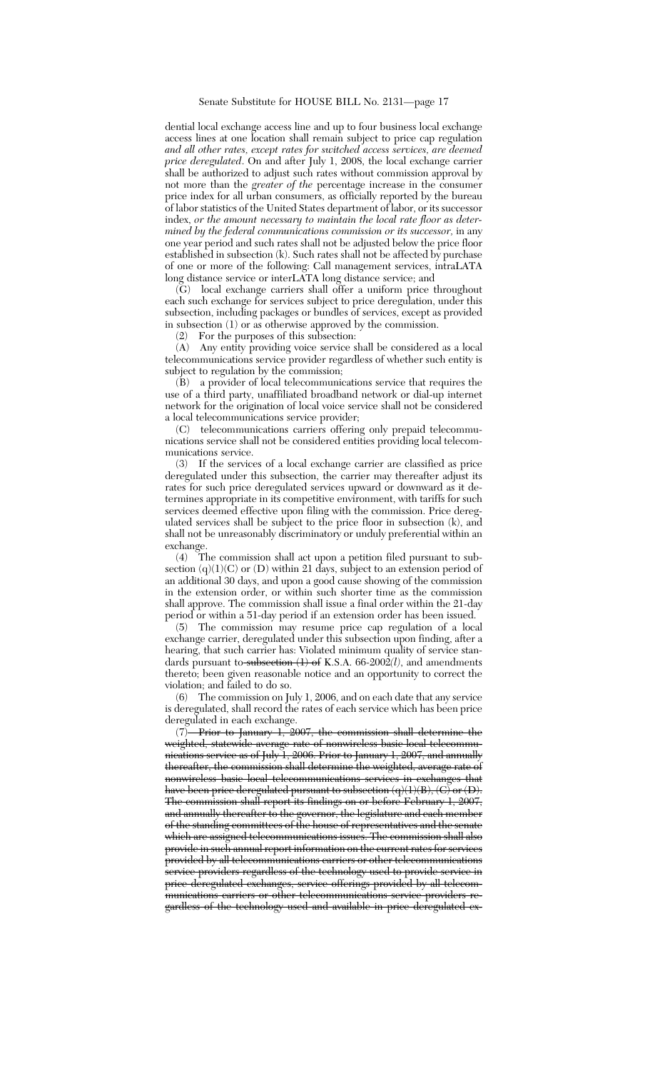dential local exchange access line and up to four business local exchange access lines at one location shall remain subject to price cap regulation *and all other rates, except rates for switched access services, are deemed price deregulated*. On and after July 1, 2008, the local exchange carrier shall be authorized to adjust such rates without commission approval by not more than the *greater of the* percentage increase in the consumer price index for all urban consumers, as officially reported by the bureau of labor statistics of the United States department of labor, or its successor index, *or the amount necessary to maintain the local rate floor as determined by the federal communications commission or its successor*, in any one year period and such rates shall not be adjusted below the price floor established in subsection (k). Such rates shall not be affected by purchase of one or more of the following: Call management services, intraLATA long distance service or interLATA long distance service; and

(G) local exchange carriers shall offer a uniform price throughout each such exchange for services subject to price deregulation, under this subsection, including packages or bundles of services, except as provided in subsection (l) or as otherwise approved by the commission.

(2) For the purposes of this subsection:

(A) Any entity providing voice service shall be considered as a local telecommunications service provider regardless of whether such entity is subject to regulation by the commission;

(B) a provider of local telecommunications service that requires the use of a third party, unaffiliated broadband network or dial-up internet network for the origination of local voice service shall not be considered a local telecommunications service provider;

(C) telecommunications carriers offering only prepaid telecommunications service shall not be considered entities providing local telecommunications service.

(3) If the services of a local exchange carrier are classified as price deregulated under this subsection, the carrier may thereafter adjust its rates for such price deregulated services upward or downward as it determines appropriate in its competitive environment, with tariffs for such services deemed effective upon filing with the commission. Price deregulated services shall be subject to the price floor in subsection (k), and shall not be unreasonably discriminatory or unduly preferential within an exchange.

(4) The commission shall act upon a petition filed pursuant to subsection (q)(1)(C) or (D) within 21 days, subject to an extension period of an additional 30 days, and upon a good cause showing of the commission in the extension order, or within such shorter time as the commission shall approve. The commission shall issue a final order within the 21-day period or within a 51-day period if an extension order has been issued.

(5) The commission may resume price cap regulation of a local exchange carrier, deregulated under this subsection upon finding, after a hearing, that such carrier has: Violated minimum quality of service standards pursuant to ~~subsection (l) of~~ K.S.A. 66-2002*(l)*, and amendments thereto; been given reasonable notice and an opportunity to correct the violation; and failed to do so.

(6) The commission on July 1, 2006, and on each date that any service is deregulated, shall record the rates of each service which has been price deregulated in each exchange.

(7) ~~Prior to January 1, 2007, the commission shall determine the weighted, statewide average rate of nonwireless basic local telecommunications service as of July 1, 2006. Prior to January 1, 2007, and annually thereafter, the commission shall determine the weighted, average rate of nonwireless basic local telecommunications services in exchanges that have been price deregulated pursuant to subsection (q)(1)(B), (C) or (D). The commission shall report its findings on or before February 1, 2007, and annually thereafter to the governor, the legislature and each member of the standing committees of the house of representatives and the senate which are assigned telecommunications issues. The commission shall also provide in such annual report information on the current rates for services provided by all telecommunications carriers or other telecommunications service providers regardless of the technology used to provide service in price deregulated exchanges, service offerings provided by all telecommunications carriers or other telecommunications service providers regardless of the technology used and available in price deregulated ex-~~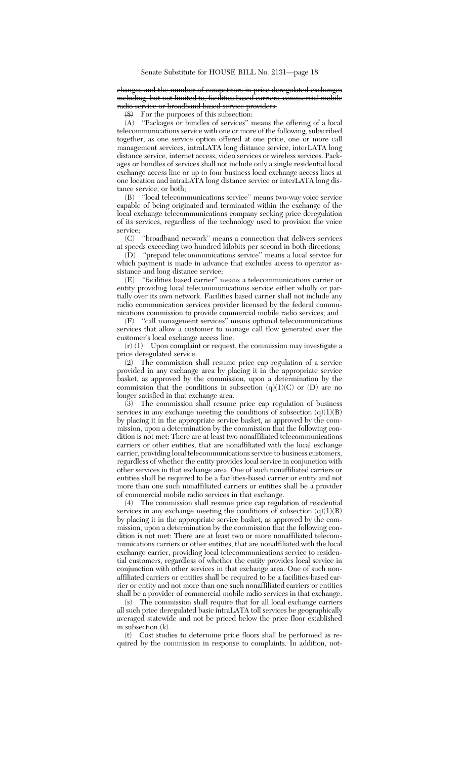~~changes and the number of competitors in price deregulated exchanges including, but not limited to, facilities based carriers, commercial mobile radio service or broadband based service providers.~~

~~(8)~~ For the purposes of this subsection:

(A) "Packages or bundles of services" means the offering of a local telecommunications service with one or more of the following, subscribed together, as one service option offered at one price, one or more call management services, intraLATA long distance service, interLATA long distance service, internet access, video services or wireless services. Packages or bundles of services shall not include only a single residential local exchange access line or up to four business local exchange access lines at one location and intraLATA long distance service or interLATA long distance service, or both;

(B) "local telecommunications service" means two-way voice service capable of being originated and terminated within the exchange of the local exchange telecommunications company seeking price deregulation of its services, regardless of the technology used to provision the voice service;

(C) "broadband network" means a connection that delivers services at speeds exceeding two hundred kilobits per second in both directions;

(D) "prepaid telecommunications service" means a local service for which payment is made in advance that excludes access to operator assistance and long distance service;

(E) "facilities based carrier" means a telecommunications carrier or entity providing local telecommunications service either wholly or partially over its own network. Facilities based carrier shall not include any radio communication services provider licensed by the federal communications commission to provide commercial mobile radio services; and

(F) "call management services" means optional telecommunications services that allow a customer to manage call flow generated over the customer's local exchange access line.

(r) (1) Upon complaint or request, the commission may investigate a price deregulated service.

(2) The commission shall resume price cap regulation of a service provided in any exchange area by placing it in the appropriate service basket, as approved by the commission, upon a determination by the commission that the conditions in subsection (q)(1)(C) or (D) are no longer satisfied in that exchange area.

(3) The commission shall resume price cap regulation of business services in any exchange meeting the conditions of subsection (q)(1)(B) by placing it in the appropriate service basket, as approved by the commission, upon a determination by the commission that the following condition is not met: There are at least two nonaffiliated telecommunications carriers or other entities, that are nonaffiliated with the local exchange carrier, providing local telecommunications service to business customers, regardless of whether the entity provides local service in conjunction with other services in that exchange area. One of such nonaffiliated carriers or entities shall be required to be a facilities-based carrier or entity and not more than one such nonaffiliated carriers or entities shall be a provider of commercial mobile radio services in that exchange.

(4) The commission shall resume price cap regulation of residential services in any exchange meeting the conditions of subsection (q)(1)(B) by placing it in the appropriate service basket, as approved by the commission, upon a determination by the commission that the following condition is not met: There are at least two or more nonaffiliated telecommunications carriers or other entities, that are nonaffiliated with the local exchange carrier, providing local telecommunications service to residential customers, regardless of whether the entity provides local service in conjunction with other services in that exchange area. One of such nonaffiliated carriers or entities shall be required to be a facilities-based carrier or entity and not more than one such nonaffiliated carriers or entities shall be a provider of commercial mobile radio services in that exchange.

(s) The commission shall require that for all local exchange carriers all such price deregulated basic intraLATA toll services be geographically averaged statewide and not be priced below the price floor established in subsection (k).

(t) Cost studies to determine price floors shall be performed as required by the commission in response to complaints. In addition, not-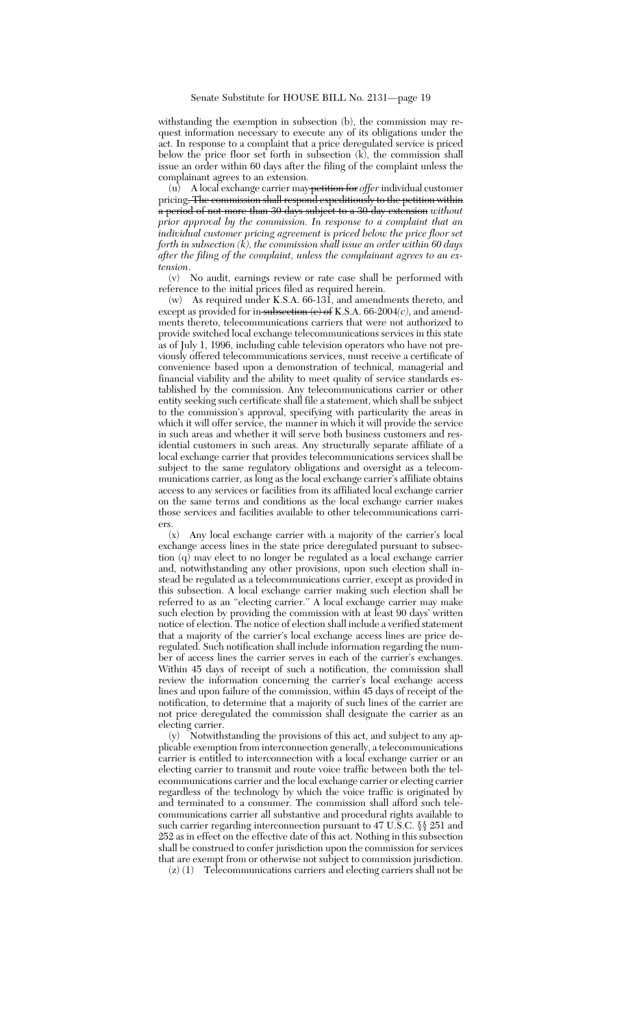withstanding the exemption in subsection (b), the commission may request information necessary to execute any of its obligations under the act. In response to a complaint that a price deregulated service is priced below the price floor set forth in subsection (k), the commission shall issue an order within 60 days after the filing of the complaint unless the complainant agrees to an extension.

(u) A local exchange carrier may ~~petition for~~ *offer* individual customer pricing~~. The commission shall respond expeditiously to the petition within a period of not more than 30 days subject to a 30-day extension~~ *without prior approval by the commission. In response to a complaint that an individual customer pricing agreement is priced below the price floor set forth in subsection (k), the commission shall issue an order within 60 days after the filing of the complaint, unless the complainant agrees to an extension*.

(v) No audit, earnings review or rate case shall be performed with reference to the initial prices filed as required herein.

(w) As required under K.S.A. 66-131, and amendments thereto, and except as provided for in ~~subsection (c) of~~ K.S.A. 66-2004*(c)*, and amendments thereto, telecommunications carriers that were not authorized to provide switched local exchange telecommunications services in this state as of July 1, 1996, including cable television operators who have not previously offered telecommunications services, must receive a certificate of convenience based upon a demonstration of technical, managerial and financial viability and the ability to meet quality of service standards established by the commission. Any telecommunications carrier or other entity seeking such certificate shall file a statement, which shall be subject to the commission's approval, specifying with particularity the areas in which it will offer service, the manner in which it will provide the service in such areas and whether it will serve both business customers and residential customers in such areas. Any structurally separate affiliate of a local exchange carrier that provides telecommunications services shall be subject to the same regulatory obligations and oversight as a telecommunications carrier, as long as the local exchange carrier's affiliate obtains access to any services or facilities from its affiliated local exchange carrier on the same terms and conditions as the local exchange carrier makes those services and facilities available to other telecommunications carriers.

(x) Any local exchange carrier with a majority of the carrier's local exchange access lines in the state price deregulated pursuant to subsection (q) may elect to no longer be regulated as a local exchange carrier and, notwithstanding any other provisions, upon such election shall instead be regulated as a telecommunications carrier, except as provided in this subsection. A local exchange carrier making such election shall be referred to as an "electing carrier." A local exchange carrier may make such election by providing the commission with at least 90 days' written notice of election. The notice of election shall include a verified statement that a majority of the carrier's local exchange access lines are price deregulated. Such notification shall include information regarding the number of access lines the carrier serves in each of the carrier's exchanges. Within 45 days of receipt of such a notification, the commission shall review the information concerning the carrier's local exchange access lines and upon failure of the commission, within 45 days of receipt of the notification, to determine that a majority of such lines of the carrier are not price deregulated the commission shall designate the carrier as an electing carrier.

(y) Notwithstanding the provisions of this act, and subject to any applicable exemption from interconnection generally, a telecommunications carrier is entitled to interconnection with a local exchange carrier or an electing carrier to transmit and route voice traffic between both the telecommunications carrier and the local exchange carrier or electing carrier regardless of the technology by which the voice traffic is originated by and terminated to a consumer. The commission shall afford such telecommunications carrier all substantive and procedural rights available to such carrier regarding interconnection pursuant to 47 U.S.C. §§ 251 and 252 as in effect on the effective date of this act. Nothing in this subsection shall be construed to confer jurisdiction upon the commission for services that are exempt from or otherwise not subject to commission jurisdiction.

(z) (1) Telecommunications carriers and electing carriers shall not be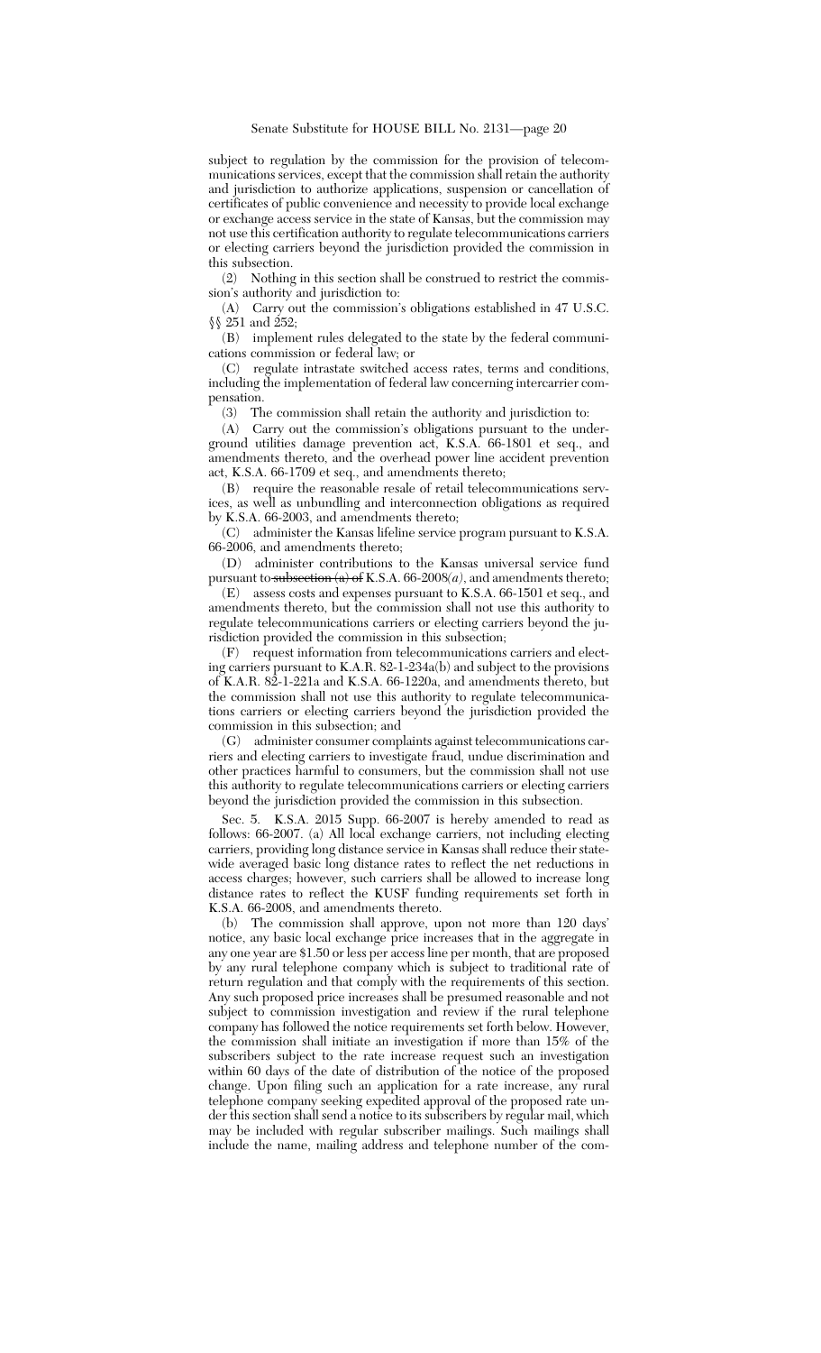subject to regulation by the commission for the provision of telecommunications services, except that the commission shall retain the authority and jurisdiction to authorize applications, suspension or cancellation of certificates of public convenience and necessity to provide local exchange or exchange access service in the state of Kansas, but the commission may not use this certification authority to regulate telecommunications carriers or electing carriers beyond the jurisdiction provided the commission in this subsection.

(2) Nothing in this section shall be construed to restrict the commission's authority and jurisdiction to:

(A) Carry out the commission's obligations established in 47 U.S.C. §§ 251 and 252;

(B) implement rules delegated to the state by the federal communications commission or federal law; or

(C) regulate intrastate switched access rates, terms and conditions, including the implementation of federal law concerning intercarrier compensation.

(3) The commission shall retain the authority and jurisdiction to:

(A) Carry out the commission's obligations pursuant to the underground utilities damage prevention act, K.S.A. 66-1801 et seq., and amendments thereto, and the overhead power line accident prevention act, K.S.A. 66-1709 et seq., and amendments thereto;

(B) require the reasonable resale of retail telecommunications services, as well as unbundling and interconnection obligations as required by K.S.A. 66-2003, and amendments thereto;

(C) administer the Kansas lifeline service program pursuant to K.S.A. 66-2006, and amendments thereto;

(D) administer contributions to the Kansas universal service fund pursuant to ~~subsection (a) of~~ K.S.A. 66-2008*(a)*, and amendments thereto;

(E) assess costs and expenses pursuant to K.S.A. 66-1501 et seq., and amendments thereto, but the commission shall not use this authority to regulate telecommunications carriers or electing carriers beyond the jurisdiction provided the commission in this subsection;

(F) request information from telecommunications carriers and electing carriers pursuant to K.A.R. 82-1-234a(b) and subject to the provisions of K.A.R. 82-1-221a and K.S.A. 66-1220a, and amendments thereto, but the commission shall not use this authority to regulate telecommunications carriers or electing carriers beyond the jurisdiction provided the commission in this subsection; and

(G) administer consumer complaints against telecommunications carriers and electing carriers to investigate fraud, undue discrimination and other practices harmful to consumers, but the commission shall not use this authority to regulate telecommunications carriers or electing carriers beyond the jurisdiction provided the commission in this subsection.

Sec. 5. K.S.A. 2015 Supp. 66-2007 is hereby amended to read as follows: 66-2007. (a) All local exchange carriers, not including electing carriers, providing long distance service in Kansas shall reduce their statewide averaged basic long distance rates to reflect the net reductions in access charges; however, such carriers shall be allowed to increase long distance rates to reflect the KUSF funding requirements set forth in K.S.A. 66-2008, and amendments thereto.

(b) The commission shall approve, upon not more than 120 days' notice, any basic local exchange price increases that in the aggregate in any one year are $1.50 or less per access line per month, that are proposed by any rural telephone company which is subject to traditional rate of return regulation and that comply with the requirements of this section. Any such proposed price increases shall be presumed reasonable and not subject to commission investigation and review if the rural telephone company has followed the notice requirements set forth below. However, the commission shall initiate an investigation if more than 15% of the subscribers subject to the rate increase request such an investigation within 60 days of the date of distribution of the notice of the proposed change. Upon filing such an application for a rate increase, any rural telephone company seeking expedited approval of the proposed rate under this section shall send a notice to its subscribers by regular mail, which may be included with regular subscriber mailings. Such mailings shall include the name, mailing address and telephone number of the com-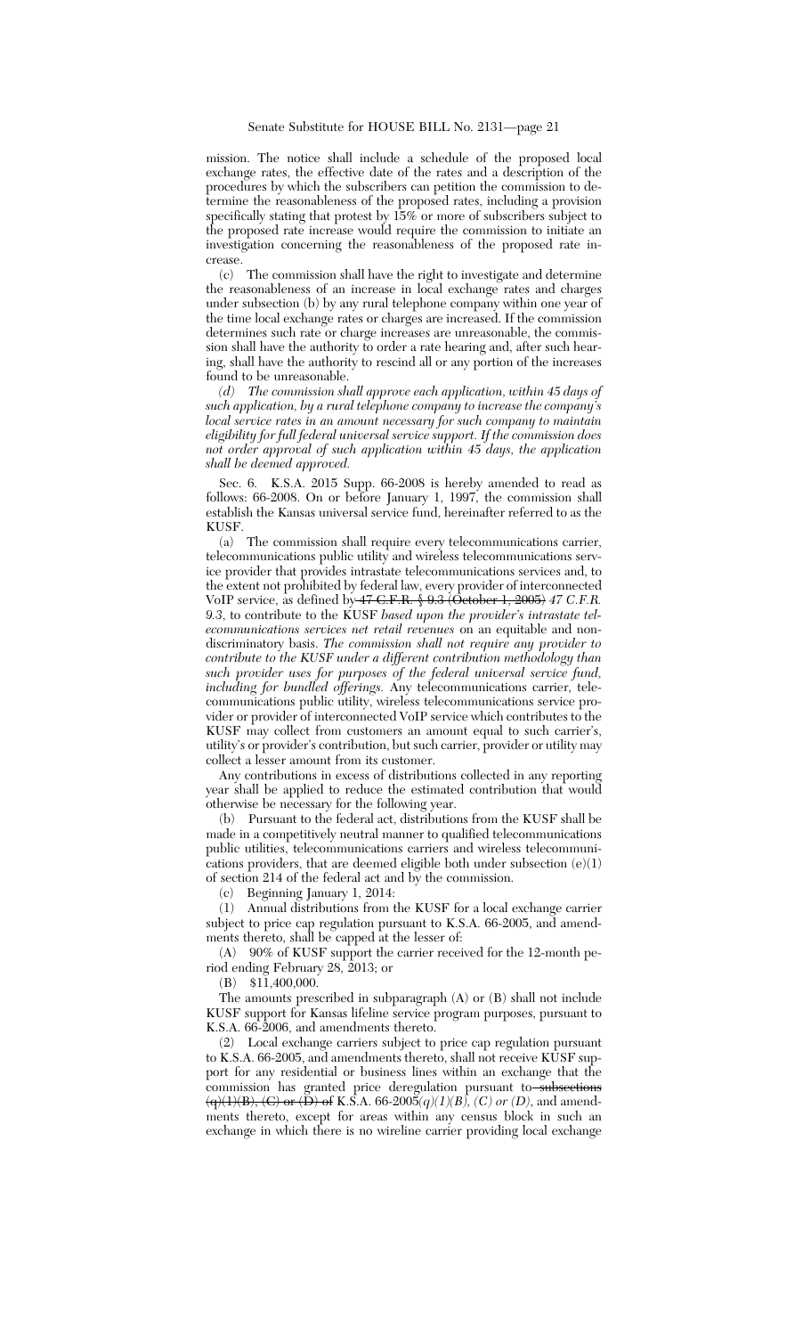mission. The notice shall include a schedule of the proposed local exchange rates, the effective date of the rates and a description of the procedures by which the subscribers can petition the commission to determine the reasonableness of the proposed rates, including a provision specifically stating that protest by 15% or more of subscribers subject to the proposed rate increase would require the commission to initiate an investigation concerning the reasonableness of the proposed rate increase.

(c) The commission shall have the right to investigate and determine the reasonableness of an increase in local exchange rates and charges under subsection (b) by any rural telephone company within one year of the time local exchange rates or charges are increased. If the commission determines such rate or charge increases are unreasonable, the commission shall have the authority to order a rate hearing and, after such hearing, shall have the authority to rescind all or any portion of the increases found to be unreasonable.

*(d) The commission shall approve each application, within 45 days of such application, by a rural telephone company to increase the company's local service rates in an amount necessary for such company to maintain eligibility for full federal universal service support. If the commission does not order approval of such application within 45 days, the application shall be deemed approved.*

Sec. 6. K.S.A. 2015 Supp. 66-2008 is hereby amended to read as follows: 66-2008. On or before January 1, 1997, the commission shall establish the Kansas universal service fund, hereinafter referred to as the KUSF.

(a) The commission shall require every telecommunications carrier, telecommunications public utility and wireless telecommunications service provider that provides intrastate telecommunications services and, to the extent not prohibited by federal law, every provider of interconnected VoIP service, as defined by ~~47 C.F.R. § 9.3 (October 1, 2005)~~ *47 C.F.R. 9.3*, to contribute to the KUSF *based upon the provider's intrastate telecommunications services net retail revenues* on an equitable and nondiscriminatory basis. *The commission shall not require any provider to contribute to the KUSF under a different contribution methodology than such provider uses for purposes of the federal universal service fund, including for bundled offerings.* Any telecommunications carrier, telecommunications public utility, wireless telecommunications service provider or provider of interconnected VoIP service which contributes to the KUSF may collect from customers an amount equal to such carrier's, utility's or provider's contribution, but such carrier, provider or utility may collect a lesser amount from its customer.

Any contributions in excess of distributions collected in any reporting year shall be applied to reduce the estimated contribution that would otherwise be necessary for the following year.

(b) Pursuant to the federal act, distributions from the KUSF shall be made in a competitively neutral manner to qualified telecommunications public utilities, telecommunications carriers and wireless telecommunications providers, that are deemed eligible both under subsection (e)(1) of section 214 of the federal act and by the commission.

(c) Beginning January 1, 2014:

(1) Annual distributions from the KUSF for a local exchange carrier subject to price cap regulation pursuant to K.S.A. 66-2005, and amendments thereto, shall be capped at the lesser of:

(A) 90% of KUSF support the carrier received for the 12-month period ending February 28, 2013; or

(B) $11,400,000.

The amounts prescribed in subparagraph (A) or (B) shall not include KUSF support for Kansas lifeline service program purposes, pursuant to K.S.A. 66-2006, and amendments thereto.

(2) Local exchange carriers subject to price cap regulation pursuant to K.S.A. 66-2005, and amendments thereto, shall not receive KUSF support for any residential or business lines within an exchange that the commission has granted price deregulation pursuant to ~~subsections (q)(1)(B), (C) or (D) of~~ K.S.A. 66-2005*(q)(1)(B), (C) or (D)*, and amendments thereto, except for areas within any census block in such an exchange in which there is no wireline carrier providing local exchange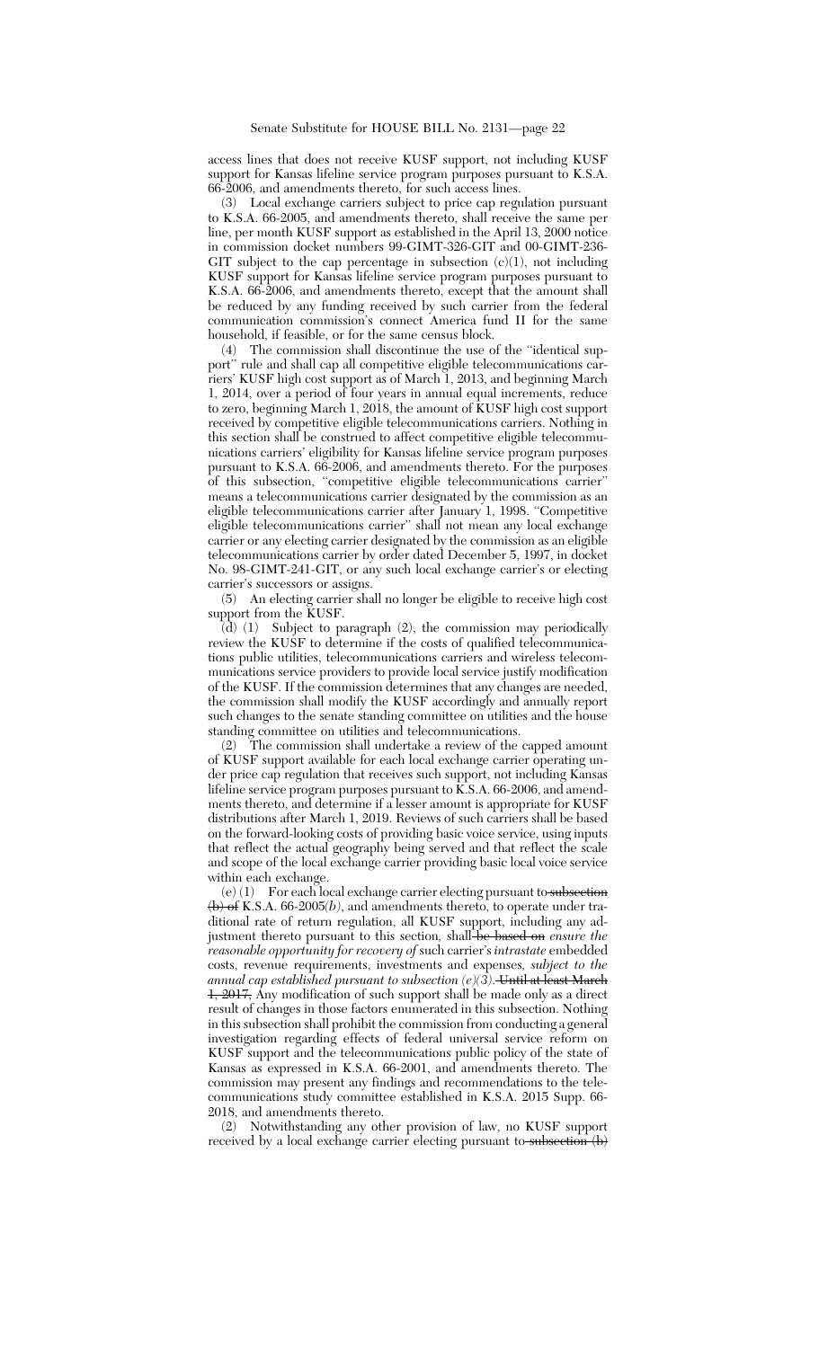access lines that does not receive KUSF support, not including KUSF support for Kansas lifeline service program purposes pursuant to K.S.A. 66-2006, and amendments thereto, for such access lines.

(3) Local exchange carriers subject to price cap regulation pursuant to K.S.A. 66-2005, and amendments thereto, shall receive the same per line, per month KUSF support as established in the April 13, 2000 notice in commission docket numbers 99-GIMT-326-GIT and 00-GIMT-236-GIT subject to the cap percentage in subsection (c)(1), not including KUSF support for Kansas lifeline service program purposes pursuant to K.S.A. 66-2006, and amendments thereto, except that the amount shall be reduced by any funding received by such carrier from the federal communication commission's connect America fund II for the same household, if feasible, or for the same census block.

(4) The commission shall discontinue the use of the "identical support" rule and shall cap all competitive eligible telecommunications carriers' KUSF high cost support as of March 1, 2013, and beginning March 1, 2014, over a period of four years in annual equal increments, reduce to zero, beginning March 1, 2018, the amount of KUSF high cost support received by competitive eligible telecommunications carriers. Nothing in this section shall be construed to affect competitive eligible telecommunications carriers' eligibility for Kansas lifeline service program purposes pursuant to K.S.A. 66-2006, and amendments thereto. For the purposes of this subsection, "competitive eligible telecommunications carrier" means a telecommunications carrier designated by the commission as an eligible telecommunications carrier after January 1, 1998. "Competitive eligible telecommunications carrier" shall not mean any local exchange carrier or any electing carrier designated by the commission as an eligible telecommunications carrier by order dated December 5, 1997, in docket No. 98-GIMT-241-GIT, or any such local exchange carrier's or electing carrier's successors or assigns.

(5) An electing carrier shall no longer be eligible to receive high cost support from the KUSF.

(d) (1) Subject to paragraph (2), the commission may periodically review the KUSF to determine if the costs of qualified telecommunications public utilities, telecommunications carriers and wireless telecommunications service providers to provide local service justify modification of the KUSF. If the commission determines that any changes are needed, the commission shall modify the KUSF accordingly and annually report such changes to the senate standing committee on utilities and the house standing committee on utilities and telecommunications.

(2) The commission shall undertake a review of the capped amount of KUSF support available for each local exchange carrier operating under price cap regulation that receives such support, not including Kansas lifeline service program purposes pursuant to K.S.A. 66-2006, and amendments thereto, and determine if a lesser amount is appropriate for KUSF distributions after March 1, 2019. Reviews of such carriers shall be based on the forward-looking costs of providing basic voice service, using inputs that reflect the actual geography being served and that reflect the scale and scope of the local exchange carrier providing basic local voice service within each exchange.

(e) (1) For each local exchange carrier electing pursuant to ~~subsection (b) of~~ K.S.A. 66-2005*(b)*, and amendments thereto, to operate under traditional rate of return regulation, all KUSF support, including any adjustment thereto pursuant to this section, shall ~~be based on~~ *ensure the reasonable opportunity for recovery of* such carrier's *intrastate* embedded costs, revenue requirements, investments and expenses*, subject to the annual cap established pursuant to subsection (e)(3)*. ~~Until at least March 1, 2017,~~ Any modification of such support shall be made only as a direct result of changes in those factors enumerated in this subsection. Nothing in this subsection shall prohibit the commission from conducting a general investigation regarding effects of federal universal service reform on KUSF support and the telecommunications public policy of the state of Kansas as expressed in K.S.A. 66-2001, and amendments thereto. The commission may present any findings and recommendations to the telecommunications study committee established in K.S.A. 2015 Supp. 66-2018, and amendments thereto.

(2) Notwithstanding any other provision of law, no KUSF support received by a local exchange carrier electing pursuant to ~~subsection (b)~~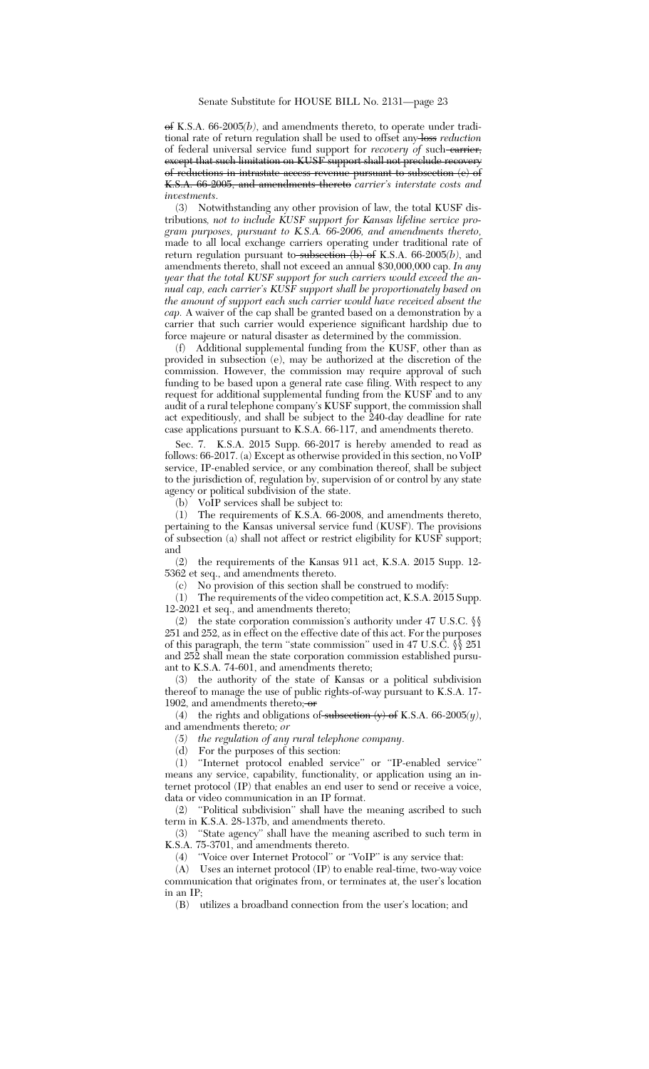of K.S.A. 66-2005(*b*), and amendments thereto, to operate under traditional rate of return regulation shall be used to offset any ~~loss~~ *reduction* of federal universal service fund support for *recovery of* such ~~carrier, except that such limitation on KUSF support shall not preclude recovery of reductions in intrastate access revenue pursuant to subsection (c) of K.S.A. 66-2005, and amendments thereto~~ *carrier's interstate costs and investments*.

(3) Notwithstanding any other provision of law, the total KUSF distributions*, not to include KUSF support for Kansas lifeline service program purposes, pursuant to K.S.A. 66-2006, and amendments thereto,* made to all local exchange carriers operating under traditional rate of return regulation pursuant to ~~subsection (b) of~~ K.S.A. 66-2005(*b*), and amendments thereto, shall not exceed an annual $30,000,000 cap. *In any year that the total KUSF support for such carriers would exceed the annual cap, each carrier's KUSF support shall be proportionately based on the amount of support each such carrier would have received absent the cap.* A waiver of the cap shall be granted based on a demonstration by a carrier that such carrier would experience significant hardship due to force majeure or natural disaster as determined by the commission.

(f) Additional supplemental funding from the KUSF, other than as provided in subsection (e), may be authorized at the discretion of the commission. However, the commission may require approval of such funding to be based upon a general rate case filing. With respect to any request for additional supplemental funding from the KUSF and to any audit of a rural telephone company's KUSF support, the commission shall act expeditiously, and shall be subject to the 240-day deadline for rate case applications pursuant to K.S.A. 66-117, and amendments thereto.

Sec. 7. K.S.A. 2015 Supp. 66-2017 is hereby amended to read as follows: 66-2017. (a) Except as otherwise provided in this section, no VoIP service, IP-enabled service, or any combination thereof, shall be subject to the jurisdiction of, regulation by, supervision of or control by any state agency or political subdivision of the state.

(b) VoIP services shall be subject to:

(1) The requirements of K.S.A. 66-2008, and amendments thereto, pertaining to the Kansas universal service fund (KUSF). The provisions of subsection (a) shall not affect or restrict eligibility for KUSF support; and

(2) the requirements of the Kansas 911 act, K.S.A. 2015 Supp. 12-5362 et seq., and amendments thereto.

(c) No provision of this section shall be construed to modify:

(1) The requirements of the video competition act, K.S.A. 2015 Supp. 12-2021 et seq., and amendments thereto;

(2) the state corporation commission's authority under 47 U.S.C. §§ 251 and 252, as in effect on the effective date of this act. For the purposes of this paragraph, the term "state commission" used in 47 U.S.C. §§ 251 and 252 shall mean the state corporation commission established pursuant to K.S.A. 74-601, and amendments thereto;

(3) the authority of the state of Kansas or a political subdivision thereof to manage the use of public rights-of-way pursuant to K.S.A. 17-1902, and amendments thereto; ~~or~~

(4) the rights and obligations of ~~subsection (y) of~~ K.S.A. 66-2005(*y*), and amendments thereto*; or*

*(5) the regulation of any rural telephone company*.

(d) For the purposes of this section:

(1) "Internet protocol enabled service" or "IP-enabled service" means any service, capability, functionality, or application using an internet protocol (IP) that enables an end user to send or receive a voice, data or video communication in an IP format.

(2) "Political subdivision" shall have the meaning ascribed to such term in K.S.A. 28-137b, and amendments thereto.

(3) "State agency" shall have the meaning ascribed to such term in K.S.A. 75-3701, and amendments thereto.

(4) "Voice over Internet Protocol" or "VoIP" is any service that:

(A) Uses an internet protocol (IP) to enable real-time, two-way voice communication that originates from, or terminates at, the user's location in an IP;

(B) utilizes a broadband connection from the user's location; and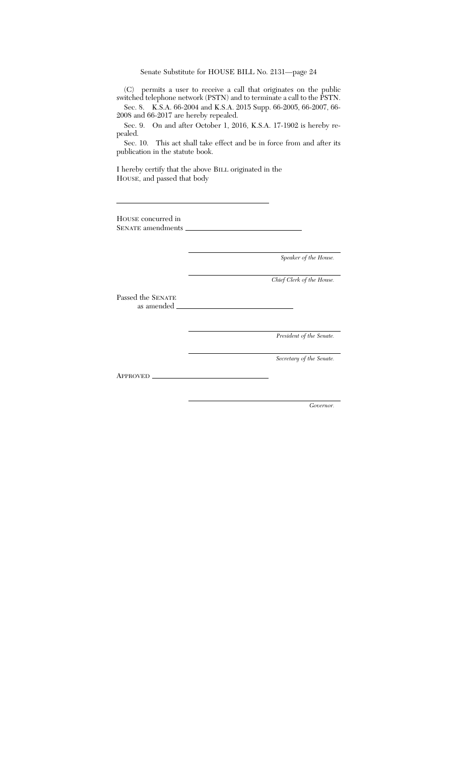(C) permits a user to receive a call that originates on the public switched telephone network (PSTN) and to terminate a call to the PSTN.

Sec. 8. K.S.A. 66-2004 and K.S.A. 2015 Supp. 66-2005, 66-2007, 66-2008 and 66-2017 are hereby repealed.

Sec. 9. On and after October 1, 2016, K.S.A. 17-1902 is hereby repealed.

Sec. 10. This act shall take effect and be in force from and after its publication in the statute book.

I hereby certify that the above BILL originated in the HOUSE, and passed that body

\_\_\_\_\_\_\_\_\_\_\_\_\_\_\_\_\_\_\_\_\_\_\_\_\_\_\_\_\_\_

HOUSE concurred in
SENATE amendments \_\_\_\_\_\_\_\_\_\_\_\_\_\_\_\_\_\_\_\_\_\_\_\_

\_\_\_\_\_\_\_\_\_\_\_\_\_\_\_\_\_\_\_\_\_\_\_\_\_\_\_\_\_\_
*Speaker of the House.*

\_\_\_\_\_\_\_\_\_\_\_\_\_\_\_\_\_\_\_\_\_\_\_\_\_\_\_\_\_\_
*Chief Clerk of the House.*

Passed the SENATE
as amended \_\_\_\_\_\_\_\_\_\_\_\_\_\_\_\_\_\_\_\_\_\_\_\_

\_\_\_\_\_\_\_\_\_\_\_\_\_\_\_\_\_\_\_\_\_\_\_\_\_\_\_\_\_\_
*President of the Senate.*

\_\_\_\_\_\_\_\_\_\_\_\_\_\_\_\_\_\_\_\_\_\_\_\_\_\_\_\_\_\_
*Secretary of the Senate.*

APPROVED \_\_\_\_\_\_\_\_\_\_\_\_\_\_\_\_\_\_\_\_\_\_\_\_

\_\_\_\_\_\_\_\_\_\_\_\_\_\_\_\_\_\_\_\_\_\_\_\_\_\_\_\_\_\_
*Governor.*